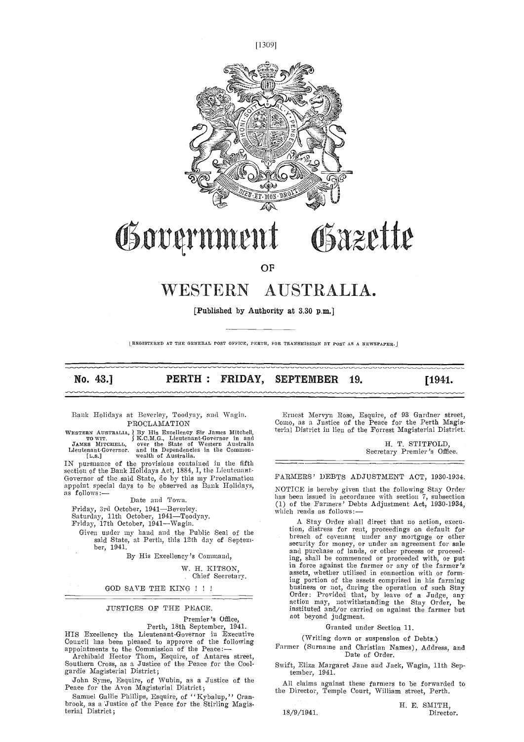# Government Gazette

## OF

# WESTERN AUSTRALIA.

**[Published by Authority at 3.30 p.m.]**

[REGISTERED AT THE GENERAL POST OFFICE, PERTH, FOR TRANSMISSION BY POST AS A NEWSPAPER.]

**No. 43.] PERTH: FRIDAY, SEPTEMBER 19. [1941.**

---

Bank Holidays at Beverley, Toodyay, and Wagin.

### PROCLAMATION

WESTERN AUSTRALIA, TO WIT. JAMES MITCHELL, Lieutenant-Governor. [L.S.] } By His Excellency Sir James Mitchell, K.C.M.G., Lieutenant-Governor in and over the State of Western Australia and its Dependencies in the Commonwealth of Australia.

IN pursuance of the provisions contained in the fifth section of the Bank Holidays Act, 1884, I, the Lieutenant-Governor of the said State, do by this my Proclamation appoint special days to be observed as Bank Holidays, as follows:—

Date and Town.

Friday, 3rd October, 1941—Beverley.
Saturday, 11th October, 1941—Toodyay.
Friday, 17th October, 1941—Wagin.

Given under my hand and the Public Seal of the said State, at Perth, this 12th day of September, 1941.

By His Excellency's Command,

W. H. KITSON,
Chief Secretary.

GOD SAVE THE KING ! ! !

---

### JUSTICES OF THE PEACE.

Premier's Office,
Perth, 18th September, 1941.

HIS Excellency the Lieutenant-Governor in Executive Council has been pleased to approve of the following appointments to the Commission of the Peace:—

Archibald Hector Thom, Esquire, of Antares street, Southern Cross, as a Justice of the Peace for the Coolgardie Magisterial District;

John Syme, Esquire, of Wubin, as a Justice of the Peace for the Avon Magisterial District;

Samuel Gallie Phillips, Esquire, of "Kybalup," Cranbrook, as a Justice of the Peace for the Stirling Magisterial District;

Ernest Mervyn Rose, Esquire, of 93 Gardner street, Como, as a Justice of the Peace for the Perth Magisterial District in lieu of the Forrest Magisterial District.

H. T. STITFOLD,
Secretary Premier's Office.

---

### FARMERS' DEBTS ADJUSTMENT ACT, 1930-1934.

NOTICE is hereby given that the following Stay Order has been issued in accordance with section 7, subsection (1) of the Farmers' Debts Adjustment Act, 1930-1934, which reads as follows:—

> A Stay Order shall direct that no action, execution, distress for rent, proceedings on default for breach of covenant under any mortgage or other security for money, or under an agreement for sale and purchase of lands, or other process or proceeding, shall be commenced or proceeded with, or put in force against the farmer or any of the farmer's assets, whether utilised in connection with or forming portion of the assets comprised in his farming business or not, during the operation of such Stay Order: Provided that, by leave of a Judge, any action may, notwithstanding the Stay Order, be instituted and/or carried on against the farmer but not beyond judgment.

Granted under Section 11.

(Writing down or suspension of Debts.)

Farmer (Surname and Christian Names), Address, and Date of Order.

Swift, Eliza Margaret Jane and Jack, Wagin, 11th September, 1941.

All claims against these farmers to be forwarded to the Director, Temple Court, William street, Perth.

18/9/1941.

H. E. SMITH,
Director.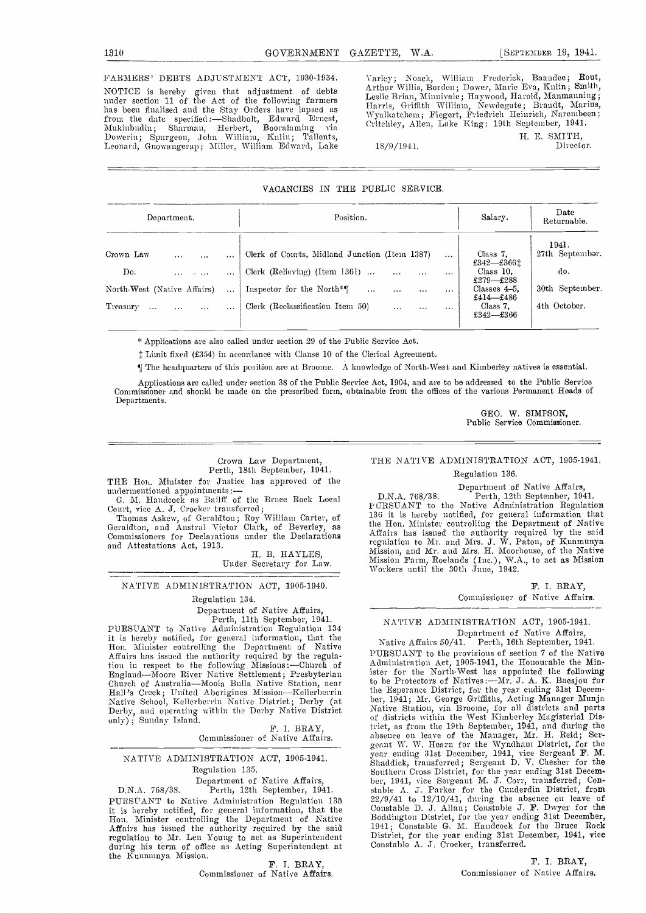## FARMERS' DEBTS ADJUSTMENT ACT, 1930-1934.

NOTICE is hereby given that adjustment of debts under section 11 of the Act of the following farmers has been finalised and the Stay Orders have lapsed as from the date specified:—Shadbolt, Edward Ernest, Mukinbudin; Sharman, Herbert, Booralaming via Dowerin; Spurgeon, John William, Kulin; Tallents, Leonard, Gnowangerup; Miller, William Edward, Lake Varley; Noack, William Frederick, Baandee; Rout, Arthur Willis, Borden; Dower, Marie Eva, Kulin; Smith, Leslie Brian, Minnivale; Haywood, Harold, Manmanning; Harris, Griffith William, Newdegate; Brandt, Marius, Wyalkatchem; Fiegert, Friedrich Heinrich, Narembeen; Critchley, Allen, Lake King; 19th September, 1941.

H. E. SMITH,
Director.

18/9/1941.

---

## VACANCIES IN THE PUBLIC SERVICE.

| Department. | Position. | Salary. | Date Returnable. |
|---|---|---|---|
| | | | 1941. |
| Crown Law ... ... ... | Clerk of Courts, Midland Junction (Item 1387) ... | Class 7, £342—£366‡ | 27th September. |
| Do. ... ... ... | Clerk (Relieving) (Item 1361) ... ... ... ... | Class 10, £279—£288 | do. |
| North-West (Native Affairs) ... | Inspector for the North*¶ ... ... ... ... | Classes 4-5, £414—£486 | 30th September. |
| Treasury ... ... ... ... | Clerk (Reclassification Item 50) ... ... ... | Class 7, £342—£366 | 4th October. |

\* Applications are also called under section 29 of the Public Service Act.

‡ Limit fixed (£354) in accordance with Clause 10 of the Clerical Agreement.

¶ The headquarters of this position are at Broome. A knowledge of North-West and Kimberley natives is essential.

Applications are called under section 38 of the Public Service Act, 1904, and are to be addressed to the Public Service Commissioner and should be made on the prescribed form, obtainable from the offices of the various Permanent Heads of Departments.

GEO. W. SIMPSON,
Public Service Commissioner.

---

Crown Law Department,
Perth, 18th September, 1941.

THE Hon. Minister for Justice has approved of the undermentioned appointments:—

G. M. Handcock as Bailiff of the Bruce Rock Local Court, vice A. J. Crocker transferred;

Thomas Askew, of Geraldton; Roy William Carter, of Geraldton, and Austral Victor Clark, of Beverley, as Commissioners for Declarations under the Declarations and Attestations Act, 1913.

H. B. HAYLES,
Under Secretary for Law.

---

## NATIVE ADMINISTRATION ACT, 1905-1940.

Regulation 134.

Department of Native Affairs,
Perth, 11th September, 1941.

PURSUANT to Native Administration Regulation 134 it is hereby notified, for general information, that the Hon. Minister controlling the Department of Native Affairs has issued the authority required by the regulation in respect to the following Missions:—Church of England—Moore River Native Settlement; Presbyterian Church of Australia—Moola Bulla Native Station, near Hall's Creek; United Aborigines Mission—Kellerberrin Native School, Kellerberrin Native District; Derby (at Derby, and operating within the Derby Native District only); Sunday Island.

F. I. BRAY,
Commissioner of Native Affairs.

---

## NATIVE ADMINISTRATION ACT, 1905-1941.

Regulation 135.

Department of Native Affairs,
D.N.A. 768/38. Perth, 12th September, 1941.

PURSUANT to Native Administration Regulation 135 it is hereby notified, for general information, that the Hon. Minister controlling the Department of Native Affairs has issued the authority required by the said regulation to Mr. Len Young to act as Superintendent during his term of office as Acting Superintendent at the Kunmunya Mission.

F. I. BRAY,
Commissioner of Native Affairs.

---

## THE NATIVE ADMINISTRATION ACT, 1905-1941.

Regulation 136.

Department of Native Affairs,
D.N.A. 768/38. Perth, 12th September, 1941.

PURSUANT to the Native Administration Regulation 136 it is hereby notified, for general information that the Hon. Minister controlling the Department of Native Affairs has issued the authority required by the said regulation to Mr. and Mrs. J. W. Paton, of Kunmunya Mission, and Mr. and Mrs. H. Moorhouse, of the Native Mission Farm, Roelands (Inc.), W.A., to act as Mission Workers until the 30th June, 1942.

F. I. BRAY,
Commissioner of Native Affairs.

---

## NATIVE ADMINISTRATION ACT, 1905-1941.

Department of Native Affairs,
Native Affairs 50/41. Perth, 16th September, 1941.

PURSUANT to the provisions of section 7 of the Native Administration Act, 1905-1941, the Honourable the Minister for the North-West has appointed the following to be Protectors of Natives:—Mr. J. A. K. Baesjou for the Esperance District, for the year ending 31st December, 1941; Mr. George Griffiths, Acting Manager Munja Native Station, via Broome, for all districts and parts of districts within the West Kimberley Magisterial District, as from the 19th September, 1941, and during the absence on leave of the Manager, Mr. H. Reid; Sergeant W. W. Hearn for the Wyndham District, for the year ending 31st December, 1941, vice Sergeant F. M. Shaddick, transferred; Sergeant D. V. Chesher for the Southern Cross District, for the year ending 31st December, 1941, vice Sergeant M. J. Corr, transferred; Constable A. J. Parker for the Cunderdin District, from 22/9/41 to 12/10/41, during the absence on leave of Constable D. J. Allan; Constable J. F. Dwyer for the Boddington District, for the year ending 31st December, 1941; Constable G. M. Handcock for the Bruce Rock District, for the year ending 31st December, 1941, vice Constable A. J. Crocker, transferred.

F. I. BRAY,
Commissioner of Native Affairs.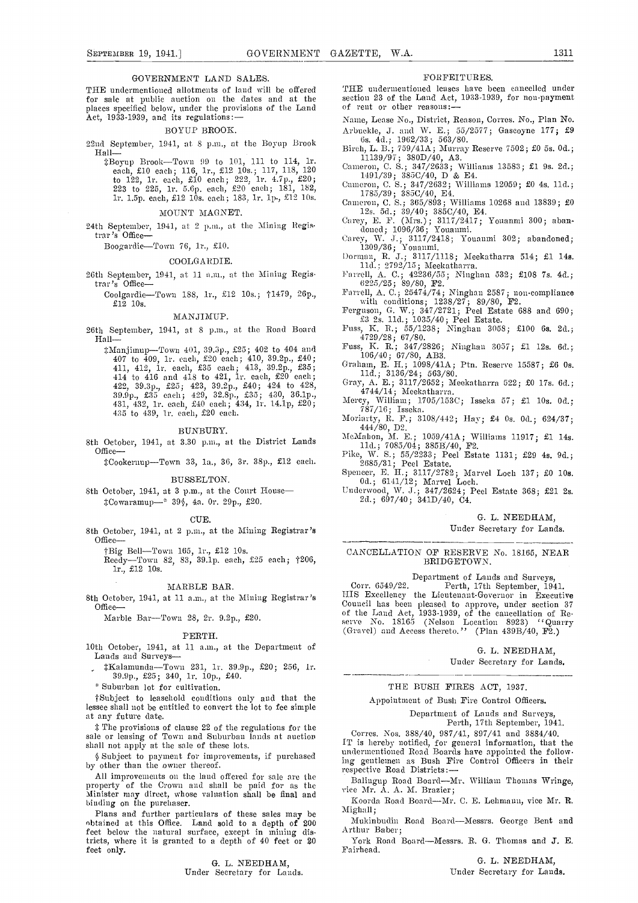## GOVERNMENT LAND SALES.

THE undermentioned allotments of land will be offered for sale at public auction on the dates and at the places specified below, under the provisions of the Land Act, 1933-1939, and its regulations:—

### BOYUP BROOK.

22nd September, 1941, at 8 p.m., at the Boyup Brook Hall—

‡Boyup Brook—Town 99 to 101, 111 to 114, 1r. each, £10 each; 116, 1r., £12 10s.; 117, 118, 120 to 122, 1r. each, £10 each; 222, 1r. 4.7p., £20; 223 to 225, 1r. 5.6p. each, £20 each; 181, 182, 1r. 1.5p. each, £12 10s. each; 183, 1r. 1p., £12 10s.

### MOUNT MAGNET.

24th September, 1941, at 2 p.m., at the Mining Registrar's Office—

Boogardie—Town 76, 1r., £10.

### COOLGARDIE.

26th September, 1941, at 11 a.m., at the Mining Registrar's Office—

Coolgardie—Town 188, 1r., £12 10s.; †1479, 26p., £12 10s.

### MANJIMUP.

26th September, 1941, at 8 p.m., at the Road Board Hall—

‡Manjimup—Town 401, 39.3p., £25; 402 to 404 and 407 to 409, 1r. each, £20 each; 410, 39.2p., £40; 411, 412, 1r. each, £35 each; 413, 39.2p., £35; 414 to 416 and 418 to 421, 1r. each, £20 each; 422, 39.3p., £25; 423, 39.2p., £40; 424 to 428, 39.9p., £35 each; 429, 32.8p., £35; 430, 36.1p., 431, 432, 1r. each, £40 each; 434, 1r. 14.1p, £20; 435 to 439, 1r. each, £20 each.

### BUNBURY.

8th October, 1941, at 3.30 p.m., at the District Lands Office—

‡Cookernup—Town 33, 1a., 36, 3r. 38p., £12 each.

### BUSSELTON.

8th October, 1941, at 3 p.m., at the Court House—

‡Cowaramup—* 39§, 4a. 0r. 29p., £20.

### CUE.

8th October, 1941, at 2 p.m., at the Mining Registrar's Office—

†Big Bell—Town 165, 1r., £12 10s.

Reedy—Town 82, 83, 39.1p. each, £25 each; †206, 1r., £12 10s.

### MARBLE BAR.

8th October, 1941, at 11 a.m., at the Mining Registrar's Office—

Marble Bar—Town 28, 2r. 9.2p., £20.

### PERTH.

10th October, 1941, at 11 a.m., at the Department of Lands and Surveys—

‡Kalamunda—Town 231, 1r. 39.9p., £20; 256, 1r. 39.9p., £25; 340, 1r. 10p., £40.

\* Suburban lot for cultivation.

†Subject to leasehold conditions only and that the lessee shall not be entitled to convert the lot to fee simple at any future date.

‡ The provisions of clause 22 of the regulations for the sale or leasing of Town and Suburban lands at auction shall not apply at the sale of these lots.

§ Subject to payment for improvements, if purchased by other than the owner thereof.

All improvements on the land offered for sale are the property of the Crown and shall be paid for as the Minister may direct, whose valuation shall be final and binding on the purchaser.

Plans and further particulars of these sales may be obtained at this Office. Land sold to a depth of 200 feet below the natural surface, except in mining districts, where it is granted to a depth of 40 feet or 20 feet only.

G. L. NEEDHAM,
Under Secretary for Lands.

## FORFEITURES.

THE undermentioned leases have been cancelled under section 23 of the Land Act, 1933-1939, for non-payment of rent or other reasons:—

Name, Lease No., District, Reason, Corres. No., Plan No.

Arbuckle, J. and W. E.; 55/2577; Gascoyne 177; £9 6s. 4d.; 1962/33; 563/80.

Birch, L. B.; 759/41A; Murray Reserve 7502; £0 5s. 0d.; 11139/97; 380D/40, A3.

Cameron, C. S.; 347/2633; Williams 13583; £1 9s. 2d.; 1491/39; 385C/40, D & E4.

Cameron, C. S.; 347/2632; Williams 12059; £0 4s. 11d.; 1785/39; 385C/40, E4.

Cameron, C. S.; 365/893; Williams 10268 and 13839; £0 12s. 5d.; 39/40; 385C/40, E4.

Carey, E. F. (Mrs.); 3117/2417; Youanmi 300; abandoned; 1096/36; Youanmi.

Carey, W. J.; 3117/2418; Youanmi 302; abandoned; 1309/36; Youanmi.

Dorman, R. J.; 3117/1118; Meekatharra 514; £1 14s. 11d.; 2792/15; Meekatharra.

Farrell, A. C.; 42236/55; Ninghan 532; £108 7s. 4d.; 6225/25; 89/80, F2.

Farrell, A. C.; 25474/74; Ninghan 2587; non-compliance with conditions; 1238/27; 89/80, F2.

Ferguson, G. W.; 347/2721; Peel Estate 688 and 690; £3 2s. 11d.; 1035/40; Peel Estate.

Fuss, K. R.; 55/1238; Ninghan 3058; £100 6s. 2d.; 4729/28; 67/80.

Fuss, K. R.; 347/2826; Ninghan 3057; £1 12s. 6d.; 106/40; 67/80, AB3.

Graham, E. H.; 1098/41A; Ptn. Reserve 15587; £6 0s. 11d.; 3136/24; 563/80.

Gray, A. E.; 3117/2652; Meekatharra 522; £0 17s. 6d.; 4744/14; Meekatharra.

Mercy, William; 1705/153C; Isseka 57; £1 10s. 0d.; 787/16; Isseka.

Moriarty, R. F.; 3108/442; Hay; £4 0s. 0d.; 624/37; 444/80, D2.

McMahon, M. E.; 1059/41A; Williams 11917; £1 14s. 11d.; 7085/04; 385B/40, F2.

Pike, W. S.; 55/2233; Peel Estate 1131; £29 4s. 9d.; 2685/31; Peel Estate.

Spencer, E. H.; 3117/2782; Marvel Loch 137; £0 10s. 0d.; 6141/12; Marvel Loch.

Underwood, W. J.; 347/2624; Peel Estate 368; £21 2s. 2d.; 697/40; 341D/40, C4.

G. L. NEEDHAM,
Under Secretary for Lands.

## CANCELLATION OF RESERVE No. 18165, NEAR BRIDGETOWN.

Department of Lands and Surveys,
Corr. 6549/22. Perth, 17th September, 1941.

HIS Excellency the Lieutenant-Governor in Executive Council has been pleased to approve, under section 37 of the Land Act, 1933-1939, of the cancellation of Reserve No. 18165 (Nelson Location 8923) "Quarry (Gravel) and Access thereto." (Plan 439B/40, F2.)

G. L. NEEDHAM,
Under Secretary for Lands.

## THE BUSH FIRES ACT, 1937.

Appointment of Bush Fire Control Officers.

Department of Lands and Surveys,
Perth, 17th September, 1941.

Corres. Nos. 388/40, 987/41, 897/41 and 3884/40.

IT is hereby notified, for general information, that the undermentioned Road Boards have appointed the following gentlemen as Bush Fire Control Officers in their respective Road Districts:—

Balingup Road Board—Mr. William Thomas Wringe, vice Mr. A. A. M. Brazier;

Koorda Road Board—Mr. C. E. Lehmann, vice Mr. R. Mighall;

Mukinbudin Road Board—Messrs. George Bent and Arthur Baber;

York Road Board—Messrs. R. G. Thomas and J. E. Fairhead.

G. L. NEEDHAM,
Under Secretary for Lands.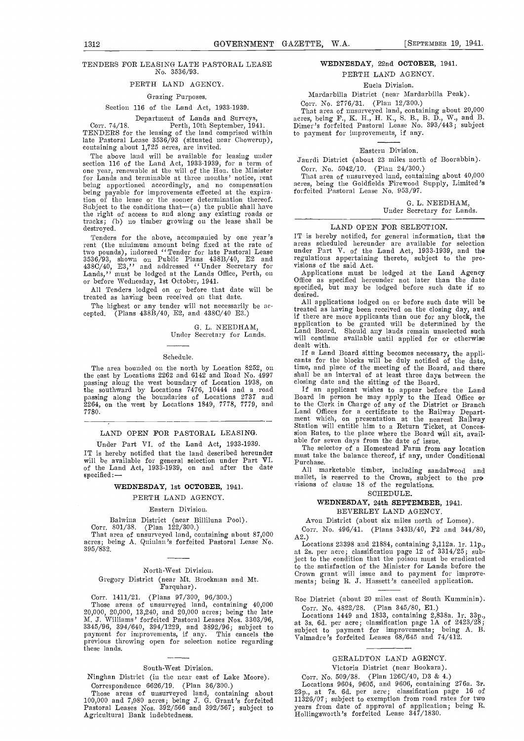## TENDERS FOR LEASING LATE PASTORAL LEASE No. 3536/93.

### PERTH LAND AGENCY.

Grazing Purposes.

Section 116 of the Land Act, 1933-1939.

Department of Lands and Surveys,

Corr. 74/18. Perth, 10th September, 1941.

TENDERS for the leasing of the land comprised within late Pastoral Lease 3536/93 (situated near Chowerup), containing about 1,725 acres, are invited.

The above land will be available for leasing under section 116 of the Land Act, 1933-1939, for a term of one year, renewable at the will of the Hon. the Minister for Lands and terminable at three months' notice, rent being apportioned accordingly, and no compensation being payable for improvements effected at the expiration of the lease or the sooner determination thereof. Subject to the conditions that—(a) the public shall have the right of access to and along any existing roads or tracks; (b) no timber growing on the lease shall be destroyed.

Tenders for the above, accompanied by one year's rent (the minimum amount being fixed at the rate of two pounds), indorsed "Tender for late Pastoral Lease 3536/93, shown on Public Plans 438B/40, E2 and 438C/40, E3," and addressed "Under Secretary for Lands," must be lodged at the Lands Office, Perth, on or before Wednesday, 1st October, 1941.

All Tenders lodged on or before that date will be treated as having been received on that date.

The highest or any tender will not necessarily be accepted. (Plans 438B/40, E2, and 438C/40 E3.)

G. L. NEEDHAM,
Under Secretary for Lands.

Schedule.

The area bounded on the north by Location 8252, on the east by Locations 2262 and 6142 and Road No. 4997 passing along the west boundary of Location 1938, on the southward by Locations 7476, 10444 and a road passing along the boundaries of Locations 2737 and 2264, on the west by Locations 1849, 7778, 7779, and 7780.

## LAND OPEN FOR PASTORAL LEASING.

Under Part VI. of the Land Act, 1933-1939.

IT is hereby notified that the land described hereunder will be available for general selection under Part VI. of the Land Act, 1933-1939, on and after the date specified:—

### WEDNESDAY, 1st OCTOBER, 1941.

PERTH LAND AGENCY.

Eastern Division.

Balwina District (near Billiluna Pool).

Corr. 801/38. (Plan 122/300.)

That area of unsurveyed land, containing about 87,000 acres; being A. Quinlan's forfeited Pastoral Lease No. 395/832.

North-West Division.

Gregory District (near Mt. Brockman and Mt. Farquhar).

Corr. 1411/21. (Plans 97/300, 96/300.)

Those areas of unsurveyed land, containing 40,000 20,000, 20,000, 13,240, and 20,000 acres; being the late M. J. Williams' forfeited Pastoral Leases Nos. 3303/96, 3345/96, 394/640, 394/1229, and 3892/96; subject to payment for improvements, if any. This cancels the previous throwing open for selection notice regarding these lands.

South-West Division.

Ninghan District (in the near east of Lake Moore).

Correspondence 6626/19. (Plan 36/300.)

Those areas of unsurveyed land, containing about 100,000 and 7,980 acres; being J. G. Grant's forfeited Pastoral Leases Nos. 392/566 and 392/567; subject to Agricultural Bank indebtedness.

### WEDNESDAY, 22nd OCTOBER, 1941.

PERTH LAND AGENCY.

Eucla Division.

Mardarbilla District (near Mardarbilla Peak).

Corr. No. 2776/31. (Plan 12/300.)

That area of unsurveyed land, containing about 20,000 acres, being F., K. H., H. K., S. B., B. D., W., and B. Dimer's forfeited Pastoral Lease No. 393/443; subject to payment for improvements, if any.

Eastern Division.

Jaurdi District (about 23 miles north of Boorabbin).

Corr. No. 5042/10. (Plan 24/300.)

That area of unsurveyed land, containing about 40,000 acres, being the Goldfields Firewood Supply, Limited's forfeited Pastoral Lease No. 953/97.

G. L. NEEDHAM,
Under Secretary for Lands.

## LAND OPEN FOR SELECTION.

IT is hereby notified, for general information, that the areas scheduled hereunder are available for selection under Part V. of the Land Act, 1933-1939, and the regulations appertaining thereto, subject to the provisions of the said Act.

Applications must be lodged at the Land Agency Office as specified hereunder not later than the date specified, but may be lodged before such date if so desired.

All applications lodged on or before such date will be treated as having been received on the closing day, and if there are more applicants than one for any block, the application to be granted will be determined by the Land Board. Should any lands remain unselected such will continue available until applied for or otherwise dealt with.

If a Land Board sitting becomes necessary, the applicants for the blocks will be duly notified of the date, time, and place of the meeting of the Board, and there shall be an interval of at least three days between the closing date and the sitting of the Board.

If an applicant wishes to appear before the Land Board in person he may apply to the Head Office or to the Clerk in Charge of any of the District or Branch Land Offices for a certificate to the Railway Department which, on presentation at the nearest Railway Station will entitle him to a Return Ticket, at Concession Rates, to the place where the Board will sit, available for seven days from the date of issue.

The selector of a Homestead Farm from any location must take the balance thereof, if any, under Conditional Purchase.

All marketable timber, including sandalwood and mallet, is reserved to the Crown, subject to the provisions of clause 18 of the regulations.

SCHEDULE.

### WEDNESDAY, 24th SEPTEMBER, 1941.

BEVERLEY LAND AGENCY.

Avon District (about six miles north of Lomos).

Corr. No. 496/41. (Plans 343B/40, F2 and 344/80, A2.)

Locations 23398 and 21884, containing 3,112a. 1r. 11p., at 2s. per acre; classification page 12 of 3314/25; subject to the condition that the poison must be eradicated to the satisfaction of the Minister for Lands before the Crown grant will issue and to payment for improvements; being R. J. Hassett's cancelled application.

Roe District (about 20 miles east of South Kumminin).

Corr. No. 4822/28. (Plan 345/80, E1.)

Locations 1449 and 1833, containing 2,838a. 1r. 33p., at 3s. 6d. per acre; classification page 1A of 2423/28; subject to payment for improvements; being A. B. Valmadre's forfeited Leases 68/645 and 74/412.

GERALDTON LAND AGENCY.

Victoria District (near Bookara).

Corr. No. 509/38. (Plan 126C/40, D3 & 4.)

Locations 9604, 9605, and 9606, containing 276a. 3r. 23p., at 7s. 6d. per acre; classification page 16 of 11326/07; subject to exemption from road rates for two years from date of approval of application; being R. Hollingsworth's forfeited Lease 347/1830.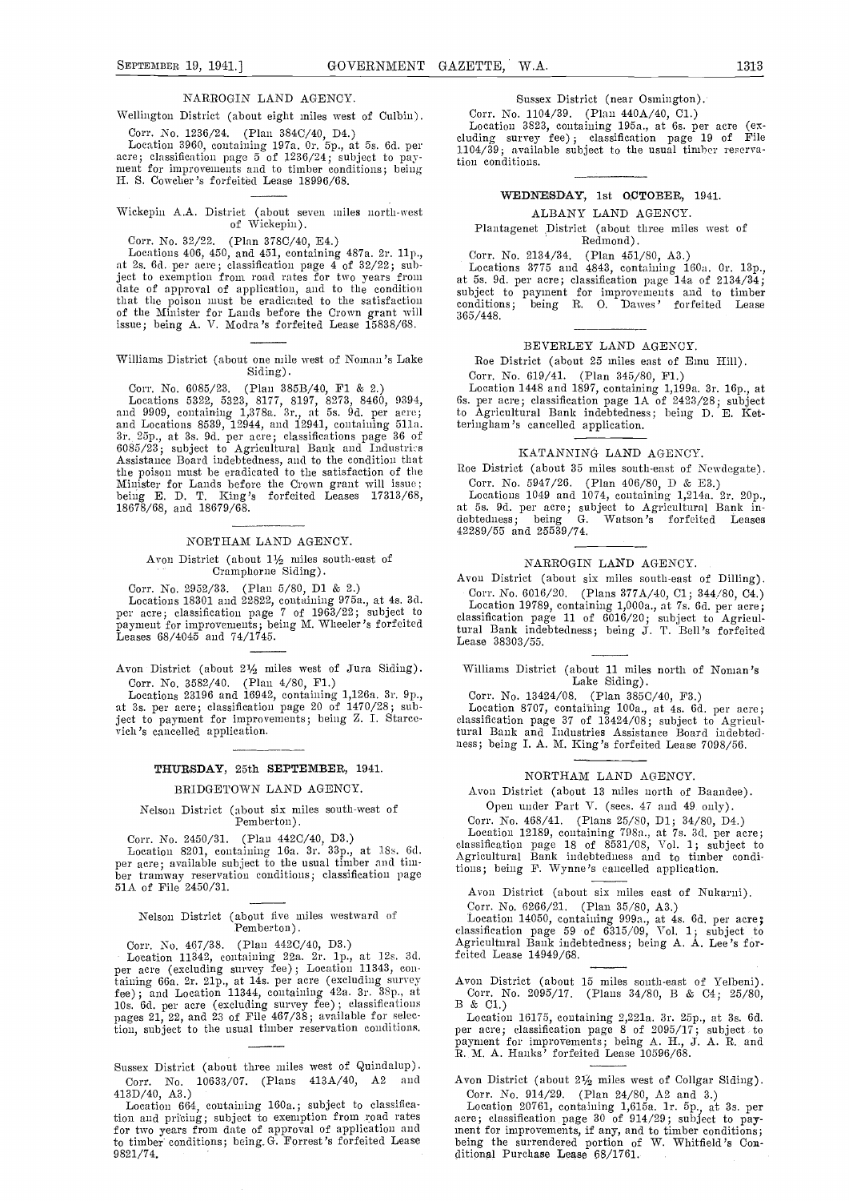## NARROGIN LAND AGENCY.

Wellington District (about eight miles west of Culbin).

Corr. No. 1236/24. (Plan 384C/40, D4.)

Location 3960, containing 197a. 0r. 5p., at 5s. 6d. per acre; classification page 5 of 1236/24; subject to payment for improvements and to timber conditions; being H. S. Cowcher's forfeited Lease 18996/68.

---

Wickepin A.A. District (about seven miles north-west of Wickepin).

Corr. No. 32/22. (Plan 378C/40, E4.)

Locations 406, 450, and 451, containing 487a. 2r. 11p., at 2s. 6d. per acre; classification page 4 of 32/22; subject to exemption from road rates for two years from date of approval of application, and to the condition that the poison must be eradicated to the satisfaction of the Minister for Lands before the Crown grant will issue; being A. V. Modra's forfeited Lease 15838/68.

---

Williams District (about one mile west of Noman's Lake Siding).

Corr. No. 6085/23. (Plan 385B/40, F1 & 2.)

Locations 5322, 5323, 8177, 8197, 8273, 8460, 9394, and 9909, containing 1,378a. 3r., at 5s. 9d. per acre; and Locations 8539, 12944, and 12941, containing 511a. 3r. 25p., at 3s. 9d. per acre; classifications page 36 of 6085/23; subject to Agricultural Bank and Industries Assistance Board indebtedness, and to the condition that the poison must be eradicated to the satisfaction of the Minister for Lands before the Crown grant will issue; being E. D. T. King's forfeited Leases 17313/68, 18678/68, and 18679/68.

## NORTHAM LAND AGENCY.

Avon District (about 1½ miles south-east of Cramphorne Siding).

Corr. No. 2952/33. (Plan 5/80, D1 & 2.)

Locations 18301 and 22822, containing 975a., at 4s. 3d. per acre; classification page 7 of 1963/22; subject to payment for improvements; being M. Wheeler's forfeited Leases 68/4045 and 74/1745.

---

Avon District (about 2½ miles west of Jura Siding).

Corr. No. 3582/40. (Plan 4/80, F1.)

Locations 23196 and 16942, containing 1,126a. 3r. 9p., at 3s. per acre; classification page 20 of 1470/28; subject to payment for improvements; being Z. I. Starcevich's cancelled application.

## THURSDAY, 25th SEPTEMBER, 1941.

### BRIDGETOWN LAND AGENCY.

Nelson District (about six miles south-west of Pemberton).

Corr. No. 2450/31. (Plan 442C/40, D3.)

Location 8201, containing 16a. 3r. 33p., at 18s. 6d. per acre; available subject to the usual timber and timber tramway reservation conditions; classification page 51A of File 2450/31.

---

Nelson District (about five miles westward of Pemberton).

Corr. No. 467/38. (Plan 442C/40, D3.)

Location 11342, containing 22a. 2r. 1p., at 12s. 3d. per acre (excluding survey fee); Location 11343, containing 66a. 2r. 21p., at 14s. per acre (excluding survey fee); and Location 11344, containing 42a. 3r. 38p., at 10s. 6d. per acre (excluding survey fee); classifications pages 21, 22, and 23 of File 467/38; available for selection, subject to the usual timber reservation conditions.

---

Sussex District (about three miles west of Quindalup).

Corr. No. 10633/07. (Plans 413A/40, A2 and 413D/40, A3.)

Location 664, containing 160a.; subject to classification and pricing; subject to exemption from road rates for two years from date of approval of application and to timber conditions; being G. Forrest's forfeited Lease 9821/74.

Sussex District (near Osmington).

Corr. No. 1104/39. (Plan 440A/40, C1.)

Location 3823, containing 195a., at 6s. per acre (excluding survey fee); classification page 19 of File 1104/39; available subject to the usual timber reservation conditions.

## WEDNESDAY, 1st OCTOBER, 1941.

### ALBANY LAND AGENCY.

Plantagenet District (about three miles west of Redmond).

Corr. No. 2134/34. (Plan 451/80, A3.)

Locations 3775 and 4843, containing 160a. 0r. 13p., at 5s. 9d. per acre; classification page 14a of 2134/34; subject to payment for improvements and to timber conditions; being R. O. Dawes' forfeited Lease 365/448.

### BEVERLEY LAND AGENCY.

Roe District (about 25 miles east of Emu Hill).

Corr. No. 619/41. (Plan 345/80, F1.)

Location 1448 and 1897, containing 1,199a. 3r. 16p., at 6s. per acre; classification page 1A of 2423/28; subject to Agricultural Bank indebtedness; being D. E. Ketteringham's cancelled application.

### KATANNING LAND AGENCY.

Roe District (about 35 miles south-east of Newdegate).

Corr. No. 5947/26. (Plan 406/80, D & E3.)

Locations 1049 and 1074, containing 1,214a. 2r. 20p., at 5s. 9d. per acre; subject to Agricultural Bank indebtedness; being G. Watson's forfeited Leases 42289/55 and 25539/74.

### NARROGIN LAND AGENCY.

Avon District (about six miles south-east of Dilling).

Corr. No. 6016/20. (Plans 377A/40, C1; 344/80, C4.)

Location 19789, containing 1,000a., at 7s. 6d. per acre; classification page 11 of 6016/20; subject to Agricultural Bank indebtedness; being J. T. Bell's forfeited Lease 38303/55.

---

Williams District (about 11 miles north of Noman's Lake Siding).

Corr. No. 13424/08. (Plan 385C/40, F3.)

Location 8707, containing 100a., at 4s. 6d. per acre; classification page 37 of 13424/08; subject to Agricultural Bank and Industries Assistance Board indebtedness; being I. A. M. King's forfeited Lease 7098/56.

### NORTHAM LAND AGENCY.

Avon District (about 13 miles north of Baandee).

Open under Part V. (secs. 47 and 49 only).

Corr. No. 468/41. (Plans 25/80, D1; 34/80, D4.)

Location 12189, containing 798a., at 7s. 3d. per acre; classification page 18 of 8531/08, Vol. 1; subject to Agricultural Bank indebtedness and to timber conditions; being F. Wynne's cancelled application.

Avon District (about six miles east of Nukarni).

Corr. No. 6266/21. (Plan 35/80, A3.)

Location 14050, containing 999a., at 4s. 6d. per acre; classification page 59 of 6315/09, Vol. 1; subject to Agricultural Bank indebtedness; being A. A. Lee's forfeited Lease 14949/68.

---

Avon District (about 15 miles south-east of Yelbeni).

Corr. No. 2095/17. (Plans 34/80, B & C4; 25/80, B & C1.)

Location 16175, containing 2,221a. 3r. 25p., at 3s. 6d. per acre; classification page 8 of 2095/17; subject to payment for improvements; being A. H., J. A. R. and R. M. A. Hanks' forfeited Lease 10596/68.

---

Avon District (about 2½ miles west of Collgar Siding).

Corr. No. 914/29. (Plan 24/80, A2 and 3.)

Location 20761, containing 1,615a. 1r. 5p., at 3s. per acre; classification page 30 of 914/29; subject to payment for improvements, if any, and to timber conditions; being the surrendered portion of W. Whitfield's Conditional Purchase Lease 68/1761.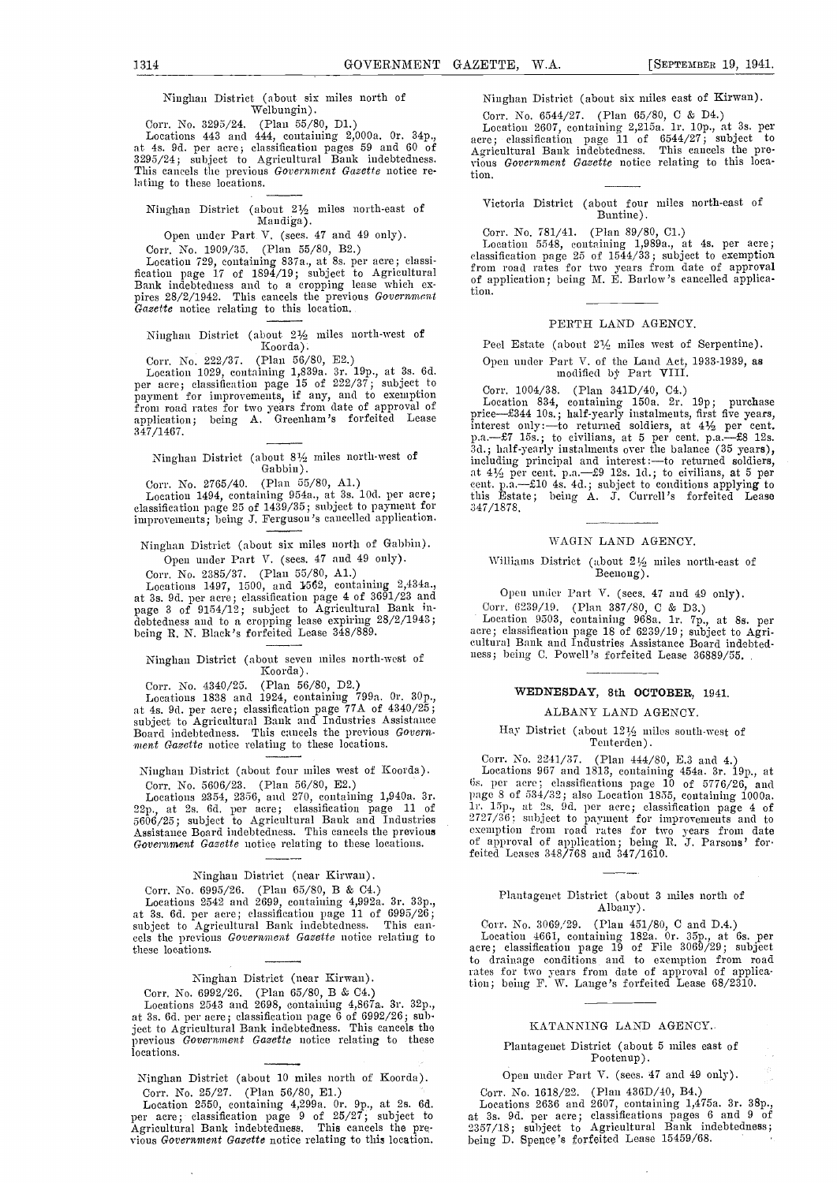Ninghan District (about six miles north of Welbungin).

Corr. No. 3295/24. (Plan 55/80, D1.)

Locations 443 and 444, containing 2,000a. 0r. 34p., at 4s. 9d. per acre; classification pages 59 and 60 of 3295/24; subject to Agricultural Bank indebtedness. This cancels the previous *Government Gazette* notice relating to these locations.

Ninghan District (about 2½ miles north-east of Mandiga).

Open under Part V. (secs. 47 and 49 only).

Corr. No. 1909/35. (Plan 55/80, B2.)

Location 729, containing 837a., at 8s. per acre; classification page 17 of 1894/19; subject to Agricultural Bank indebtedness and to a cropping lease which expires 28/2/1942. This cancels the previous *Government Gazette* notice relating to this location.

Ninghan District (about 2½ miles north-west of Koorda).

Corr. No. 222/37. (Plan 56/80, E2.)

Location 1029, containing 1,839a. 3r. 19p., at 3s. 6d. per acre; classification page 15 of 222/37; subject to payment for improvements, if any, and to exemption from road rates for two years from date of approval of application; being A. Greenham's forfeited Lease 347/1467.

Ninghan District (about 8½ miles north-west of Gabbin).

Corr. No. 2765/40. (Plan 55/80, A1.)

Location 1494, containing 954a., at 3s. 10d. per acre; classification page 25 of 1439/35; subject to payment for improvements; being J. Ferguson's cancelled application.

Ninghan District (about six miles north of Gabbin).

Open under Part V. (secs. 47 and 49 only).

Corr. No. 2385/37. (Plan 55/80, A1.)

Locations 1497, 1500, and 1562, containing 2,434a., at 3s. 9d. per acre; classification page 4 of 3691/23 and page 3 of 9154/12; subject to Agricultural Bank indebtedness and to a cropping lease expiring 28/2/1943; being R. N. Black's forfeited Lease 348/889.

Ninghan District (about seven miles north-west of Koorda).

Corr. No. 4340/25. (Plan 56/80, D2.)

Locations 1838 and 1924, containing 799a. 0r. 30p., at 4s. 9d. per acre; classification page 77A of 4340/25; subject to Agricultural Bank and Industries Assistance Board indebtedness. This cancels the previous *Government Gazette* notice relating to these locations.

Ninghan District (about four miles west of Koorda).

Corr. No. 5606/23. (Plan 56/80, E2.)

Locations 2354, 2356, and 270, containing 1,940a. 3r. 22p., at 2s. 6d. per acre; classification page 11 of 5606/25; subject to Agricultural Bank and Industries Assistance Board indebtedness. This cancels the previous *Government Gazette* notice relating to these locations.

Ninghan District (near Kirwan).

Corr. No. 6995/26. (Plan 65/80, B & C4.)

Locations 2542 and 2699, containing 4,992a. 3r. 33p., at 3s. 6d. per acre; classification page 11 of 6995/26; subject to Agricultural Bank indebtedness. This cancels the previous *Government Gazette* notice relating to these locations.

Ninghan District (near Kirwan).

Corr. No. 6992/26. (Plan 65/80, B & C4.)

Locations 2543 and 2698, containing 4,867a. 3r. 32p., at 3s. 6d. per acre; classification page 6 of 6992/26; subject to Agricultural Bank indebtedness. This cancels the previous *Government Gazette* notice relating to these locations.

Ninghan District (about 10 miles north of Koorda).

Corr. No. 25/27. (Plan 56/80, E1.)

Location 2550, containing 4,299a. 0r. 9p., at 2s. 6d. per acre; classification page 9 of 25/27; subject to Agricultural Bank indebtedness. This cancels the previous *Government Gazette* notice relating to this location.

Ninghan District (about six miles east of Kirwan).

Corr. No. 6544/27. (Plan 65/80, C & D4.)

Location 2607, containing 2,215a. 1r. 10p., at 3s. per acre; classification page 11 of 6544/27; subject to Agricultural Bank indebtedness. This cancels the previous *Government Gazette* notice relating to this location.

Victoria District (about four miles north-east of Buntine).

Corr. No. 781/41. (Plan 89/80, C1.)

Location 5548, containing 1,989a., at 4s. per acre; classification page 25 of 1544/33; subject to exemption from road rates for two years from date of approval of application; being M. E. Barlow's cancelled application.

## PERTH LAND AGENCY.

Peel Estate (about 2½ miles west of Serpentine).

Open under Part V. of the Land Act, 1933-1939, as modified by Part VIII.

Corr. 1004/38. (Plan 341D/40, C4.)

Location 834, containing 150a. 2r. 19p; purchase price—£344 10s.; half-yearly instalments, first five years, interest only:—to returned soldiers, at 4½ per cent. p.a.—£7 15s.; to civilians, at 5 per cent. p.a.—£8 12s. 3d.; half-yearly instalments over the balance (35 years), including principal and interest:—to returned soldiers, at 4½ per cent. p.a.—£9 12s. 1d.; to civilians, at 5 per cent. p.a.—£10 4s. 4d.; subject to conditions applying to this Estate; being A. J. Currell's forfeited Lease 347/1878.

## WAGIN LAND AGENCY.

Williams District (about 2½ miles north-east of Beenong).

Open under Part V. (secs. 47 and 49 only).

Corr. 6239/19. (Plan 387/80, C & D3.)

Location 9503, containing 968a. 1r. 7p., at 8s. per acre; classification page 18 of 6239/19; subject to Agricultural Bank and Industries Assistance Board indebtedness; being C. Powell's forfeited Lease 36889/55.

## WEDNESDAY, 8th OCTOBER, 1941.

## ALBANY LAND AGENCY.

Hay District (about 12½ miles south-west of Tenterden).

Corr. No. 2241/37. (Plan 444/80, E3 and 4.)

Locations 967 and 1813, containing 454a. 3r. 19p., at 6s. per acre; classifications page 10 of 5776/26, and page 8 of 534/32; also Location 1855, containing 1000a. 1r. 15p., at 2s. 9d. per acre; classification page 4 of 2727/36; subject to payment for improvements and to exemption from road rates for two years from date of approval of application; being R. J. Parsons' forfeited Leases 348/768 and 347/1610.

Plantagenet District (about 3 miles north of Albany).

Corr. No. 3069/29. (Plan 451/80, C and D.4.)

Location 4661, containing 182a. 0r. 35p., at 6s. per acre; classification page 19 of File 3069/29; subject to drainage conditions and to exemption from road rates for two years from date of approval of application; being F. W. Lange's forfeited Lease 68/2310.

## KATANNING LAND AGENCY.

Plantagenet District (about 5 miles east of Pootenup).

Open under Part V. (secs. 47 and 49 only).

Corr. No. 1618/22. (Plan 436D/40, B4.)

Locations 2636 and 2607, containing 1,475a. 3r. 38p., at 3s. 9d. per acre; classifications pages 6 and 9 of 2357/18; subject to Agricultural Bank indebtedness; being D. Spence's forfeited Lease 15459/68.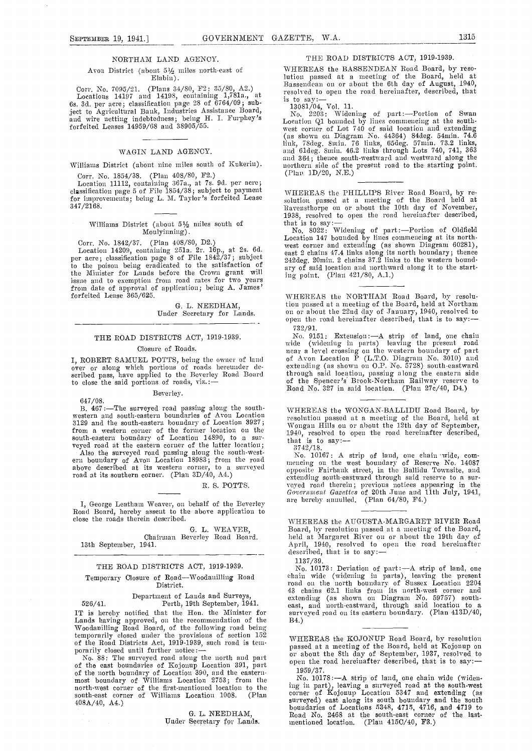## NORTHAM LAND AGENCY.

Avon District (about 5½ miles north-east of Elabin).

Corr. No. 7095/21. (Plans 34/80, F2; 35/80, A2.) Locations 14197 and 14198, containing 1,781a., at 6s. 3d. per acre; classification page 28 of 6764/09; subject to Agricultural Bank, Industries Assistance Board, and wire netting indebtedness; being H. I. Furphey's forfeited Leases 14959/68 and 38905/55.

## WAGIN LAND AGENCY.

Williams District (about nine miles south of Kukerin).

Corr. No. 1854/38. (Plan 408/80, F2.)

Location 11112, containing 367a., at 7s. 9d. per acre; classification page 5 of File 1854/38; subject to payment for improvements; being L. M. Taylor's forfeited Lease 347/2168.

Williams District (about 5½ miles south of Moulyinning).

Corr. No. 1842/37. (Plan 408/80, D2.)

Location 14209, containing 251a. 2r. 16p., at 2s. 6d. per acre; classification page 8 of File 1842/37; subject to the poison being eradicated to the satisfaction of the Minister for Lands before the Crown grant will issue and to exemption from road rates for two years from date of approval of application; being A. James' forfeited Lease 365/625.

G. L. NEEDHAM,
Under Secretary for Lands.

---

## THE ROAD DISTRICTS ACT, 1919-1939.

### Closure of Roads.

I, ROBERT SAMUEL POTTS, being the owner of land over or along which portions of roads hereunder described pass, have applied to the Beverley Road Board to close the said portions of roads, viz.:—

Beverley.

647/08.

B. 467:—The surveyed road passing along the south-western and south-eastern boundaries of Avon Location 3129 and the south-eastern boundary of Location 3927; from a western corner of the former location on the south-eastern boundary of Location 14890, to a surveyed road at the eastern corner of the latter location;

Also the surveyed road passing along the south-western boundary of Avon Location 18988; from the road above described at its western corner, to a surveyed road at its southern corner. (Plan 3D/40, A4.)

R. S. POTTS.

I, George Leatham Weaver, on behalf of the Beverley Road Board, hereby assent to the above application to close the roads therein described.

G. L. WEAVER,
Chairman Beverley Road Board.

13th September, 1941.

---

## THE ROAD DISTRICTS ACT, 1919-1939.

### Temporary Closure of Road—Woodanilling Road District.

Department of Lands and Surveys,
526/41. Perth, 19th September, 1941.

IT is hereby notified that the Hon. the Minister for Lands having approved, on the recommendation of the Woodanilling Road Board, of the following road being temporarily closed under the provisions of section 152 of the Road Districts Act, 1919-1939, such road is temporarily closed until further notice:—

No. 88: The surveyed road along the north and part of the east boundaries of Kojonup Location 391, part of the north boundary of Location 390, and the easternmost boundary of Williams Location 2753; from the north-west corner of the first-mentioned location to the south-east corner of Williams Location 1008. (Plan 408A/40, A4.)

G. L. NEEDHAM,
Under Secretary for Lands.

---

## THE ROAD DISTRICTS ACT, 1919-1939.

WHEREAS the BASSENDEAN Road Board, by resolution passed at a meeting of the Board, held at Bassendean on or about the 6th day of August, 1940, resolved to open the road hereinafter, described, that is to say:—

13081/04, Vol. 11.

No. 2203: Widening of part:—Portion of Swan Location Q1 bounded by lines commencing at the south-west corner of Lot 740 of said location and extending (as shown on Diagram No. 44364) 84deg. 54min. 74.6 link, 78deg. 8min. 76 links, 65deg. 57min. 73.2 links, and 61deg. 8min. 46.2 links through Lots 740, 741, 363 and 364; thence south-westward and westward along the northern side of the present road to the starting point. (Plan 1D/20, N.E.)

WHEREAS the PHILLIPS River Road Board, by resolution passed at a meeting of the Board held at Ravensthorpe on or about the 10th day of November, 1938, resolved to open the road hereinafter described, that is to say:—

No. 8022: Widening of part:—Portion of Oldfield Location 147 bounded by lines commencing at its north-west corner and extending (as shown Diagram 60281), east 2 chains 47.4 links along its north boundary; thence 242deg. 20min. 2 chains 37.2 links to the western boundary of said location and northward along it to the starting point. (Plan 421/80, A.1.)

WHEREAS the NORTHAM Road Board, by resolution passed at a meeting of the Board, held at Northam on or about the 22nd day of January, 1940, resolved to open the road hereinafter described, that is to say:—

732/91.

No. 9151: Extension:—A strip of land, one chain wide (widening in parts) leaving the present road near a level crossing on the western boundary of part of Avon Location P (L.T.O. Diagram No. 3010) and extending (as shown on O.P. No. 5728) south-eastward through said location, passing along the eastern side of the Spencer's Brook-Northam Railway reserve to Road No. 327 in said location. (Plan 27c/40, D4.)

WHEREAS the WONGAN-BALLIDU Road Board, by resolution passed at a meeting of the Board, held at Wongan Hills on or about the 12th day of September, 1940, resolved to open the road hereinafter described, that is to say:—

3742/18.

No. 10167: A strip of land, one chain wide, commencing on the west boundary of Reserve No. 14087 opposite Fairbank street, in the Ballidu Townsite, and extending south-eastward through said reserve to a surveyed road therein; previous notices appearing in the *Government Gazettes* of 20th June and 11th July, 1941, are hereby annulled. (Plan 64/80, F4.)

WHEREAS the AUGUSTA-MARGARET RIVER Road Board, by resolution passed at a meeting of the Board, held at Margaret River on or about the 19th day of April, 1940, resolved to open the road hereinafter described, that is to say:—

1137/39.

No. 10173: Deviation of part:—A strip of land, one chain wide (widening in parts), leaving the present road on the north boundary of Sussex Location 2204 43 chains 62.1 links from its north-west corner and extending (as shown on Diagram No. 59757) south-east, and north-eastward, through said location to a surveyed road on its eastern boundary. (Plan 413D/40, B4.)

WHEREAS the KOJONUP Road Board, by resolution passed at a meeting of the Board, held at Kojonup on or about the 8th day of September, 1937, resolved to open the road hereinafter described, that is to say:—

1959/37.

No. 10178:—A strip of land, one chain wide (widening in part), leaving a surveyed road at the south-west corner of Kojonup Location 5347 and extending (as surveyed) east along its south boundary and the south boundaries of Locations 5348, 4715, 4716, and 4719 to Road No. 2468 at the south-east corner of the last-mentioned location. (Plan 415C/40, F3.)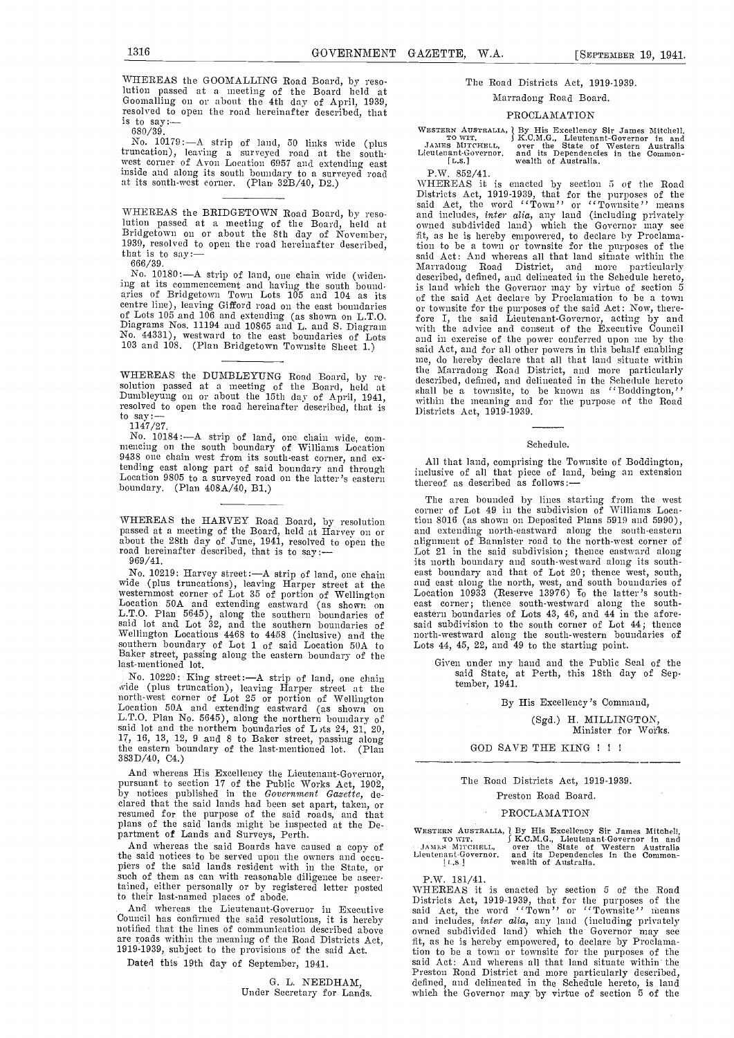WHEREAS the GOOMALLING Road Board, by resolution passed at a meeting of the Board held at Goomalling on or about the 4th day of April, 1939, resolved to open the road hereinafter described, that is to say:—

680/39.

No. 10179:—A strip of land, 50 links wide (plus truncation), leaving a surveyed road at the south-west corner of Avon Location 6957 and extending east inside and along its south boundary to a surveyed road at its south-west corner. (Plan 32B/40, D2.)

---

WHEREAS the BRIDGETOWN Road Board, by resolution passed at a meeting of the Board, held at Bridgetown on or about the 8th day of November, 1939, resolved to open the road hereinafter described, that is to say:—

666/39.

No. 10180:—A strip of land, one chain wide (widening at its commencement and having the south boundaries of Bridgetown Town Lots 105 and 104 as its centre line), leaving Gifford road on the east boundaries of Lots 105 and 106 and extending (as shown on L.T.O. Diagrams Nos. 11194 and 10865 and L. and S. Diagram No. 44331), westward to the east boundaries of Lots 103 and 108. (Plan Bridgetown Townsite Sheet 1.)

---

WHEREAS the DUMBLEYUNG Road Board, by resolution passed at a meeting of the Board, held at Dumbleyung on or about the 15th day of April, 1941, resolved to open the road hereinafter described, that is to say:—

1147/27.

No. 10184:—A strip of land, one chain wide, commencing on the south boundary of Williams Location 9438 one chain west from its south-east corner, and extending east along part of said boundary and through Location 9805 to a surveyed road on the latter's eastern boundary. (Plan 408A/40, B1.)

---

WHEREAS the HARVEY Road Board, by resolution passed at a meeting of the Board, held at Harvey on or about the 28th day of June, 1941, resolved to open the road hereinafter described, that is to say:—

969/41.

No. 10219: Harvey street:—A strip of land, one chain wide (plus truncations), leaving Harper street at the westernmost corner of Lot 35 of portion of Wellington Location 50A and extending eastward (as shown on L.T.O. Plan 5645), along the southern boundaries of said lot and Lot 32, and the southern boundaries of Wellington Locations 4468 to 4458 (inclusive) and the southern boundary of Lot 1 of said Location 50A to Baker street, passing along the eastern boundary of the last-mentioned lot.

No. 10220: King street:—A strip of land, one chain wide (plus truncation), leaving Harper street at the north-west corner of Lot 25 or portion of Wellington Location 50A and extending eastward (as shown on L.T.O. Plan No. 5645), along the northern boundary of said lot and the northern boundaries of Lots 24, 21, 20, 17, 16, 13, 12, 9 and 8 to Baker street, passing along the eastern boundary of the last-mentioned lot. (Plan 383D/40, C4.)

And whereas His Excellency the Lieutenant-Governor, pursuant to section 17 of the Public Works Act, 1902, by notices published in the *Government Gazette*, declared that the said lands had been set apart, taken, or resumed for the purpose of the said roads, and that plans of the said lands might be inspected at the Department of Lands and Surveys, Perth.

And whereas the said Boards have caused a copy of the said notices to be served upon the owners and occupiers of the said lands resident with in the State, or such of them as can with reasonable diligence be ascertained, either personally or by registered letter posted to their last-named places of abode.

And whereas the Lieutenant-Governor in Executive Council has confirmed the said resolutions, it is hereby notified that the lines of communication described above are roads within the meaning of the Road Districts Act, 1919-1939, subject to the provisions of the said Act.

Dated this 19th day of September, 1941.

G. L. NEEDHAM,
Under Secretary for Lands.

---

The Road Districts Act, 1919-1939.

Marradong Road Board.

PROCLAMATION

WESTERN AUSTRALIA, TO WIT. JAMES MITCHELL, Lieutenant-Governor. [L.S.] — By His Excellency Sir James Mitchell, K.C.M.G., Lieutenant-Governor in and over the State of Western Australia and its Dependencies in the Commonwealth of Australia.

P.W. 852/41.

WHEREAS it is enacted by section 5 of the Road Districts Act, 1919-1939, that for the purposes of the said Act, the word "Town" or "Townsite" means and includes, *inter alia*, any land (including privately owned subdivided land) which the Governor may see fit, as he is hereby empowered, to declare by Proclamation to be a town or townsite for the purposes of the said Act: And whereas all that land situate within the Marradong Road District, and more particularly described, defined, and delineated in the Schedule hereto, is land which the Governor may by virtue of section 5 of the said Act declare by Proclamation to be a town or townsite for the purposes of the said Act: Now, therefore I, the said Lieutenant-Governor, acting by and with the advice and consent of the Executive Council and in exercise of the power conferred upon me by the said Act, and for all other powers in this behalf enabling me, do hereby declare that all that land situate within the Marradong Road District, and more particularly described, defined, and delineated in the Schedule hereto shall be a townsite, to be known as "Boddington," within the meaning and for the purpose of the Road Districts Act, 1919-1939.

---

Schedule.

All that land, comprising the Townsite of Boddington, inclusive of all that piece of land, being an extension thereof as described as follows:—

The area bounded by lines starting from the west corner of Lot 49 in the subdivision of Williams Location 8016 (as shown on Deposited Plans 5919 and 5990), and extending north-eastward along the south-eastern alignment of Bannister road to the north-west corner of Lot 21 in the said subdivision; thence eastward along its north boundary and south-westward along its south-east boundary and that of Lot 20; thence west, south, and east along the north, west, and south boundaries of Location 10933 (Reserve 13976) to the latter's south-east corner; thence south-westward along the south-eastern boundaries of Lots 43, 46, and 44 in the aforesaid subdivision to the south corner of Lot 44; thence north-westward along the south-western boundaries of Lots 44, 45, 22, and 49 to the starting point.

Given under my hand and the Public Seal of the said State, at Perth, this 18th day of September, 1941.

By His Excellency's Command,

(Sgd.) H. MILLINGTON,
Minister for Works.

GOD SAVE THE KING ! ! !

---

The Road Districts Act, 1919-1939.

Preston Road Board.

PROCLAMATION

WESTERN AUSTRALIA, TO WIT. JAMES MITCHELL, Lieutenant-Governor. [L.S.] — By His Excellency Sir James Mitchell, K.C.M.G., Lieutenant-Governor in and over the State of Western Australia and its Dependencies in the Commonwealth of Australia.

P.W. 181/41.

WHEREAS it is enacted by section 5 of the Road Districts Act, 1919-1939, that for the purposes of the said Act, the word "Town" or "Townsite" means and includes, *inter alia*, any land (including privately owned subdivided land) which the Governor may see fit, as he is hereby empowered, to declare by Proclamation to be a town or townsite for the purposes of the said Act: And whereas all that land situate within the Preston Road District and more particularly described, defined, and delineated in the Schedule hereto, is land which the Governor may by virtue of section 5 of the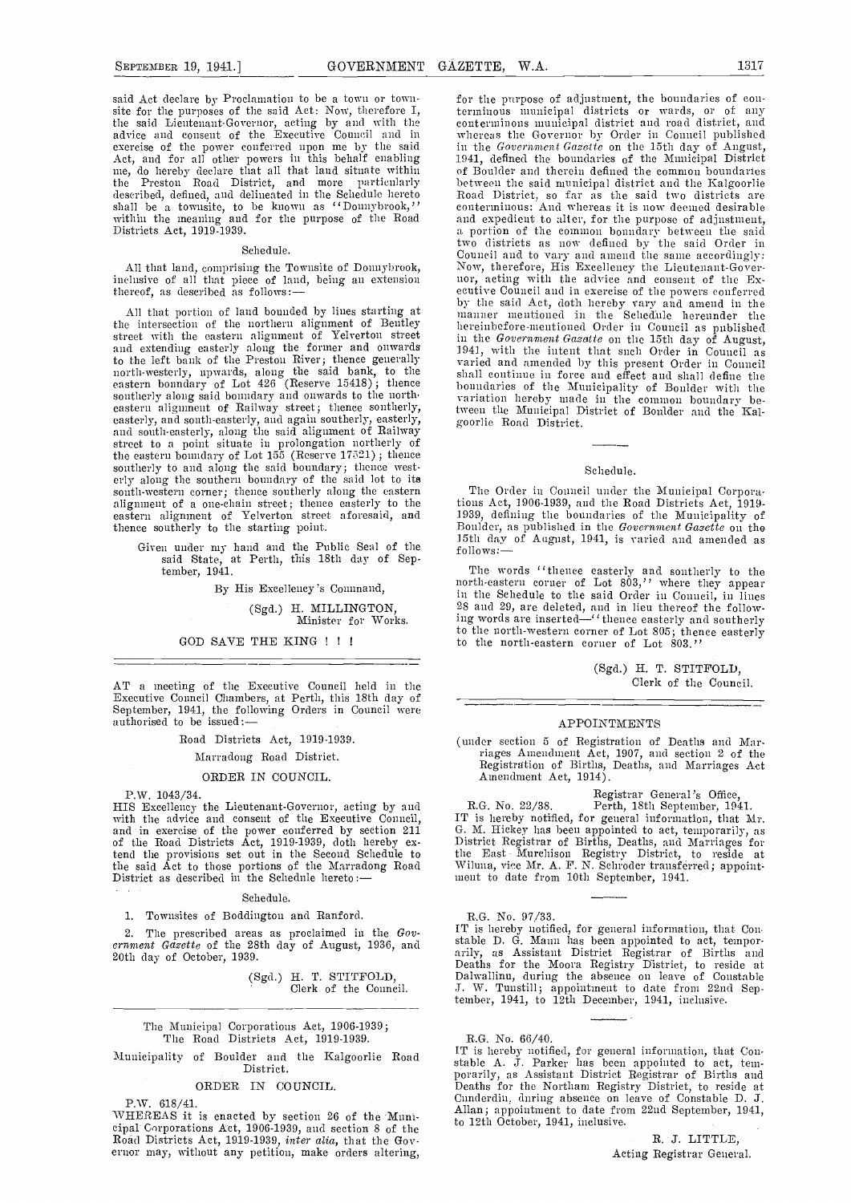said Act declare by Proclamation to be a town or townsite for the purposes of the said Act: Now, therefore I, the said Lieutenant-Governor, acting by and with the advice and consent of the Executive Council and in exercise of the power conferred upon me by the said Act, and for all other powers in this behalf enabling me, do hereby declare that all that land situate within the Preston Road District, and more particularly described, defined, and delineated in the Schedule hereto shall be a townsite, to be known as "Donnybrook," within the meaning and for the purpose of the Road Districts Act, 1919-1939.

Schedule.

All that land, comprising the Townsite of Donnybrook, inclusive of all that piece of land, being an extension thereof, as described as follows:—

All that portion of land bounded by lines starting at the intersection of the northern alignment of Bentley street with the eastern alignment of Yelverton street and extending easterly along the former and onwards to the left bank of the Preston River; thence generally north-westerly, upwards, along the said bank, to the eastern boundary of Lot 426 (Reserve 15418); thence southerly along said boundary and onwards to the north-eastern alignment of Railway street; thence southerly, easterly, and south-easterly, and again southerly, easterly, and south-easterly, along the said alignment of Railway street to a point situate in prolongation northerly of the eastern boundary of Lot 155 (Reserve 17521); thence southerly to and along the said boundary; thence westerly along the southern boundary of the said lot to its south-western corner; thence southerly along the eastern alignment of a one-chain street; thence easterly to the eastern alignment of Yelverton street aforesaid, and thence southerly to the starting point.

Given under my hand and the Public Seal of the said State, at Perth, this 18th day of September, 1941.

By His Excellency's Command,

(Sgd.) H. MILLINGTON,
Minister for Works.

GOD SAVE THE KING ! ! !

---

AT a meeting of the Executive Council held in the Executive Council Chambers, at Perth, this 18th day of September, 1941, the following Orders in Council were authorised to be issued:—

Road Districts Act, 1919-1939.

Marradong Road District.

ORDER IN COUNCIL.

P.W. 1043/34.

HIS Excellency the Lieutenant-Governor, acting by and with the advice and consent of the Executive Council, and in exercise of the power conferred by section 211 of the Road Districts Act, 1919-1939, doth hereby extend the provisions set out in the Second Schedule to the said Act to those portions of the Marradong Road District as described in the Schedule hereto:—

Schedule.

1. Townsites of Boddington and Ranford.

2. The prescribed areas as proclaimed in the *Government Gazette* of the 28th day of August, 1936, and 20th day of October, 1939.

(Sgd.) H. T. STITFOLD,
Clerk of the Council.

---

The Municipal Corporations Act, 1906-1939;
The Road Districts Act, 1919-1939.

Municipality of Boulder and the Kalgoorlie Road District.

ORDER IN COUNCIL.

P.W. 618/41.

WHEREAS it is enacted by section 26 of the Municipal Corporations Act, 1906-1939, and section 8 of the Road Districts Act, 1919-1939, *inter alia*, that the Governor may, without any petition, make orders altering, for the purpose of adjustment, the boundaries of conterminous municipal districts or wards, or of any conterminous municipal district and road district, and whereas the Governor by Order in Council published in the *Government Gazette* on the 15th day of August, 1941, defined the boundaries of the Municipal District of Boulder and therein defined the common boundaries between the said municipal district and the Kalgoorlie Road District, so far as the said two districts are conterminous: And whereas it is now deemed desirable and expedient to alter, for the purpose of adjustment, a portion of the common boundary between the said two districts as now defined by the said Order in Council and to vary and amend the same accordingly: Now, therefore, His Excellency the Lieutenant-Governor, acting with the advice and consent of the Executive Council and in exercise of the powers conferred by the said Act, doth hereby vary and amend in the manner mentioned in the Schedule hereunder the hereinbefore-mentioned Order in Council as published in the *Government Gazette* on the 15th day of August, 1941, with the intent that such Order in Council as varied and amended by this present Order in Council shall continue in force and effect and shall define the boundaries of the Municipality of Boulder with the variation hereby made in the common boundary between the Municipal District of Boulder and the Kalgoorlie Road District.

Schedule.

The Order in Council under the Municipal Corporations Act, 1906-1939, and the Road Districts Act, 1919-1939, defining the boundaries of the Municipality of Boulder, as published in the *Government Gazette* on the 15th day of August, 1941, is varied and amended as follows:—

The words "thence easterly and southerly to the north-eastern corner of Lot 803," where they appear in the Schedule to the said Order in Council, in lines 28 and 29, are deleted, and in lieu thereof the following words are inserted—"thence easterly and southerly to the north-western corner of Lot 805; thence easterly to the north-eastern corner of Lot 803."

(Sgd.) H. T. STITFOLD,
Clerk of the Council.

---

## APPOINTMENTS

(under section 5 of Registration of Deaths and Marriages Amendment Act, 1907, and section 2 of the Registration of Births, Deaths, and Marriages Act Amendment Act, 1914).

Registrar General's Office,
R.G. No. 22/38. Perth, 18th September, 1941.

IT is hereby notified, for general information, that Mr. G. M. Hickey has been appointed to act, temporarily, as District Registrar of Births, Deaths, and Marriages for the East Murchison Registry District, to reside at Wiluna, *vice* Mr. A. F. N. Schroder transferred; appointment to date from 10th September, 1941.

R.G. No. 97/33.

IT is hereby notified, for general information, that Constable D. G. Mann has been appointed to act, temporarily, as Assistant District Registrar of Births and Deaths for the Moora Registry District, to reside at Dalwallinu, during the absence on leave of Constable J. W. Tunstill; appointment to date from 22nd September, 1941, to 12th December, 1941, inclusive.

R.G. No. 66/40.

IT is hereby notified, for general information, that Constable A. J. Parker has been appointed to act, temporarily, as Assistant District Registrar of Births and Deaths for the Northam Registry District, to reside at Cunderdin, during absence on leave of Constable D. J. Allan; appointment to date from 22nd September, 1941, to 12th October, 1941, inclusive.

R. J. LITTLE,
Acting Registrar General.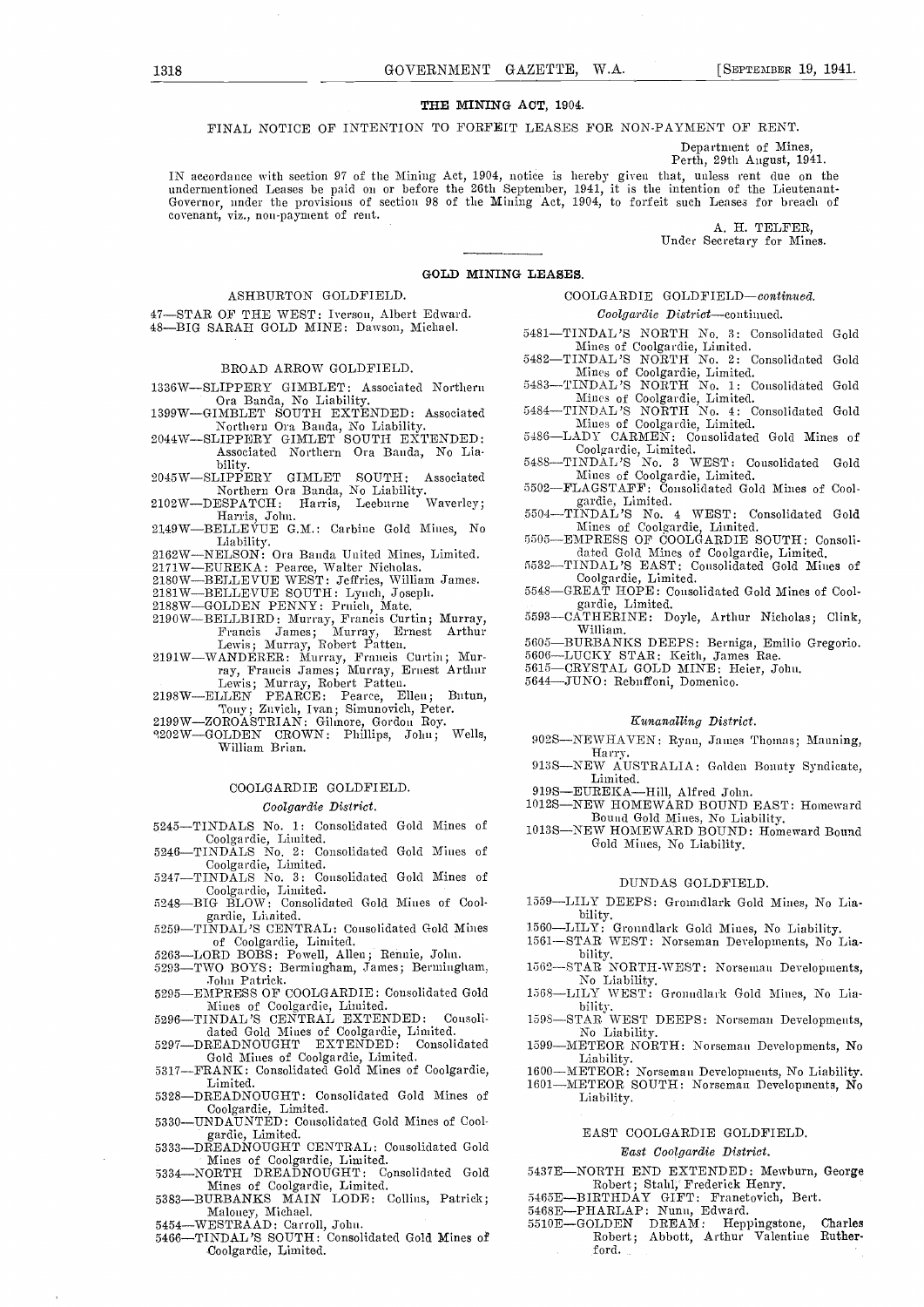## THE MINING ACT, 1904.

FINAL NOTICE OF INTENTION TO FORFEIT LEASES FOR NON-PAYMENT OF RENT.

Department of Mines,
Perth, 29th August, 1941.

IN accordance with section 97 of the Mining Act, 1904, notice is hereby given that, unless rent due on the undermentioned Leases be paid on or before the 26th September, 1941, it is the intention of the Lieutenant-Governor, under the provisions of section 98 of the Mining Act, 1904, to forfeit such Leases for breach of covenant, viz., non-payment of rent.

A. H. TELFER,
Under Secretary for Mines.

## GOLD MINING LEASES.

### ASHBURTON GOLDFIELD.

47—STAR OF THE WEST: Iverson, Albert Edward.
48—BIG SARAH GOLD MINE: Dawson, Michael.

### BROAD ARROW GOLDFIELD.

1336W—SLIPPERY GIMBLET: Associated Northern Ora Banda, No Liability.
1399W—GIMBLET SOUTH EXTENDED: Associated Northern Ora Banda, No Liability.
2044W—SLIPPERY GIMLET SOUTH EXTENDED: Associated Northern Ora Banda, No Liability.
2045W—SLIPPERY GIMLET SOUTH: Associated Northern Ora Banda, No Liability.
2102W—DESPATCH: Harris, Leeburne Waverley; Harris, John.
2149W—BELLEVUE G.M.: Carbine Gold Mines, No Liability.
2162W—NELSON: Ora Banda United Mines, Limited.
2171W—EUREKA: Pearce, Walter Nicholas.
2180W—BELLEVUE WEST: Jeffries, William James.
2181W—BELLEVUE SOUTH: Lynch, Joseph.
2188W—GOLDEN PENNY: Pruich, Mate.
2190W—BELLBIRD: Murray, Francis Curtin; Murray, Francis James; Murray, Ernest Arthur Lewis; Murray, Robert Patten.
2191W—WANDERER: Murray, Francis Curtin; Murray, Francis James; Murray, Ernest Arthur Lewis; Murray, Robert Patten.
2198W—ELLEN PEARCE: Pearce, Ellen; Butun, Tony; Zuvich, Ivan; Simunovich, Peter.
2199W—ZOROASTRIAN: Gilmore, Gordon Roy.
2202W—GOLDEN CROWN: Phillips, John; Wells, William Brian.

### COOLGARDIE GOLDFIELD.

*Coolgardie District.*

5245—TINDALS No. 1: Consolidated Gold Mines of Coolgardie, Limited.
5246—TINDALS No. 2: Consolidated Gold Mines of Coolgardie, Limited.
5247—TINDALS No. 3: Consolidated Gold Mines of Coolgardie, Limited.
5248—BIG BLOW: Consolidated Gold Mines of Coolgardie, Limited.
5259—TINDAL'S CENTRAL: Consolidated Gold Mines of Coolgardie, Limited.
5263—LORD BOBS: Powell, Allen; Rennie, John.
5293—TWO BOYS: Bermingham, James; Bermingham, John Patrick.
5295—EMPRESS OF COOLGARDIE: Consolidated Gold Mines of Coolgardie, Limited.
5296—TINDAL'S CENTRAL EXTENDED: Consolidated Gold Mines of Coolgardie, Limited.
5297—DREADNOUGHT EXTENDED: Consolidated Gold Mines of Coolgardie, Limited.
5317—FRANK: Consolidated Gold Mines of Coolgardie, Limited.
5328—DREADNOUGHT: Consolidated Gold Mines of Coolgardie, Limited.
5330—UNDAUNTED: Consolidated Gold Mines of Coolgardie, Limited.
5333—DREADNOUGHT CENTRAL: Consolidated Gold Mines of Coolgardie, Limited.
5334—NORTH DREADNOUGHT: Consolidated Gold Mines of Coolgardie, Limited.
5383—BURBANKS MAIN LODE: Collins, Patrick; Maloney, Michael.
5454—WESTRAAD: Carroll, John.
5466—TINDAL'S SOUTH: Consolidated Gold Mines of Coolgardie, Limited.

### COOLGARDIE GOLDFIELD—*continued.*

*Coolgardie District—continued.*

5481—TINDAL'S NORTH No. 3: Consolidated Gold Mines of Coolgardie, Limited.
5482—TINDAL'S NORTH No. 2: Consolidated Gold Mines of Coolgardie, Limited.
5483—TINDAL'S NORTH No. 1: Consolidated Gold Mines of Coolgardie, Limited.
5484—TINDAL'S NORTH No. 4: Consolidated Gold Mines of Coolgardie, Limited.
5486—LADY CARMEN: Consolidated Gold Mines of Coolgardie, Limited.
5488—TINDAL'S No. 3 WEST: Consolidated Gold Mines of Coolgardie, Limited.
5502—FLAGSTAFF: Consolidated Gold Mines of Coolgardie, Limited.
5504—TINDAL'S No. 4 WEST: Consolidated Gold Mines of Coolgardie, Limited.
5505—EMPRESS OF COOLGARDIE SOUTH: Consolidated Gold Mines of Coolgardie, Limited.
5532—TINDAL'S EAST: Consolidated Gold Mines of Coolgardie, Limited.
5548—GREAT HOPE: Consolidated Gold Mines of Coolgardie, Limited.
5593—CATHERINE: Doyle, Arthur Nicholas; Clink, William.
5605—BURBANKS DEEPS: Berniga, Emilio Gregorio.
5606—LUCKY STAR: Keith, James Rae.
5615—CRYSTAL GOLD MINE: Heier, John.
5644—JUNO: Rebuffoni, Domenico.

*Kunanalling District.*

902S—NEWHAVEN: Ryan, James Thomas; Manning, Harry.
913S—NEW AUSTRALIA: Golden Bounty Syndicate, Limited.
919S—EUREKA—Hill, Alfred John.
1012S—NEW HOMEWARD BOUND EAST: Homeward Bound Gold Mines, No Liability.
1013S—NEW HOMEWARD BOUND: Homeward Bound Gold Mines, No Liability.

### DUNDAS GOLDFIELD.

1559—LILY DEEPS: Groundlark Gold Mines, No Liability.
1560—LILY: Groundlark Gold Mines, No Liability.
1561—STAR WEST: Norseman Developments, No Liability.
1562—STAR NORTH-WEST: Norseman Developments, No Liability.
1568—LILY WEST: Groundlark Gold Mines, No Liability.
1598—STAR WEST DEEPS: Norseman Developments, No Liability.
1599—METEOR NORTH: Norseman Developments, No Liability.
1600—METEOR: Norseman Developments, No Liability.
1601—METEOR SOUTH: Norseman Developments, No Liability.

### EAST COOLGARDIE GOLDFIELD.

*East Coolgardie District.*

5437E—NORTH END EXTENDED: Mewburn, George Robert; Stahl, Frederick Henry.
5465E—BIRTHDAY GIFT: Franetovich, Bert.
5468E—PHARLAP: Nunn, Edward.
5510E—GOLDEN DREAM: Heppingstone, Charles Robert; Abbott, Arthur Valentine Rutherford.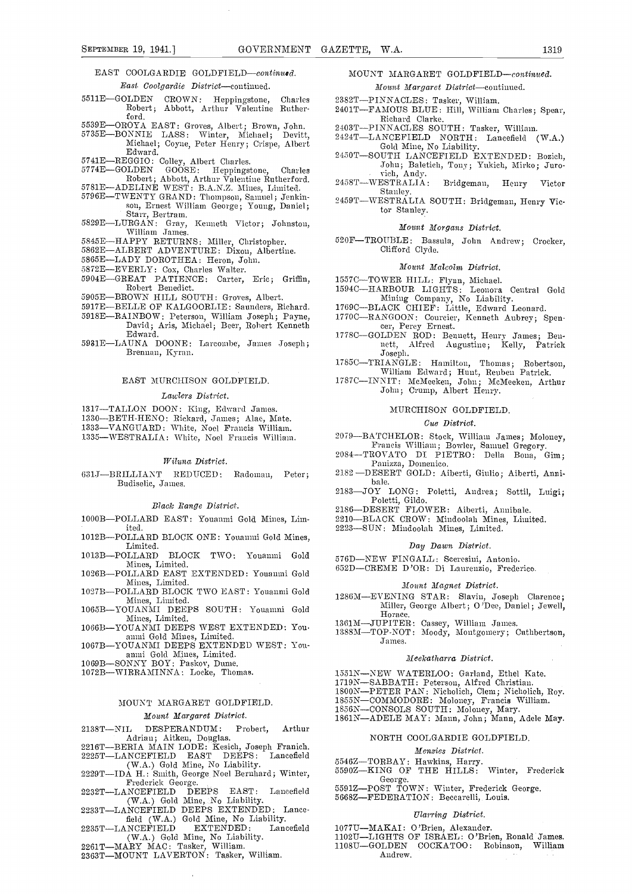## EAST COOLGARDIE GOLDFIELD—*continued.*

*East Coolgardie District*—continued.

5511E—GOLDEN CROWN: Heppingstone, Charles Robert; Abbott, Arthur Valentine Rutherford.
5539E—OROYA EAST: Groves, Albert; Brown, John.
5735E—BONNIE LASS: Winter, Michael; Devitt, Michael; Coyne, Peter Henry; Crispe, Albert Edward.
5741E—REGGIO: Colley, Albert Charles.
5774E—GOLDEN GOOSE: Heppingstone, Charles Robert; Abbott, Arthur Valentine Rutherford.
5781E—ADELINE WEST: B.A.N.Z. Mines, Limited.
5796E—TWENTY GRAND: Thompson, Samuel; Jenkinson, Ernest William George; Young, Daniel; Starr, Bertram.
5829E—LURGAN: Gray, Kenneth Victor; Johnston, William James.
5845E—HAPPY RETURNS: Miller, Christopher.
5862E—ALBERT ADVENTURE: Dixon, Albertine.
5865E—LADY DOROTHEA: Heron, John.
5872E—EVERLY: Cox, Charles Walter.
5904E—GREAT PATIENCE: Carter, Eric; Griffin, Robert Benedict.
5905E—BROWN HILL SOUTH: Groves, Albert.
5917E—BELLE OF KALGOORLIE: Saunders, Richard.
5918E—RAINBOW: Peterson, William Joseph; Payne, David; Aris, Michael; Beer, Robert Kenneth Edward.
5931E—LAUNA DOONE: Larcombe, James Joseph; Brennan, Kyran.

## EAST MURCHISON GOLDFIELD.

*Lawlers District.*

1317—TALLON DOON: King, Edward James.
1330—BETH-HENO: Rickard, James; Alac, Mate.
1333—VANGUARD: White, Noel Francis William.
1335—WESTRALIA: White, Noel Francis William.

*Wiluna District.*

631J—BRILLIANT REDUCED: Radoman, Peter; Budiselic, James.

*Black Range District.*

1000B—POLLARD EAST: Youanmi Gold Mines, Limited.
1012B—POLLARD BLOCK ONE: Youanmi Gold Mines, Limited.
1013B—POLLARD BLOCK TWO: Youanmi Gold Mines, Limited.
1026B—POLLARD EAST EXTENDED: Youanmi Gold Mines, Limited.
1027B—POLLARD BLOCK TWO EAST: Youanmi Gold Mines, Limited.
1065B—YOUANMI DEEPS SOUTH: Youanmi Gold Mines, Limited.
1066B—YOUANMI DEEPS WEST EXTENDED: Youanmi Gold Mines, Limited.
1067B—YOUANMI DEEPS EXTENDED WEST: Youanmi Gold Mines, Limited.
1069B—SONNY BOY: Paskov, Dume.
1072B—WIRRAMINNA: Locke, Thomas.

## MOUNT MARGARET GOLDFIELD.

*Mount Margaret District.*

2138T—NIL DESPERANDUM: Probert, Arthur Adrian; Aitken, Douglas.
2216T—BERIA MAIN LODE: Kesich, Joseph Franich.
2225T—LANCEFIELD EAST DEEPS: Lancefield (W.A.) Gold Mine, No Liability.
2229T—IDA H.: Smith, George Noel Bernhard; Winter, Frederick George.
2232T—LANCEFIELD DEEPS EAST: Lancefield (W.A.) Gold Mine, No Liability.
2233T—LANCEFIELD DEEPS EXTENDED: Lancefield (W.A.) Gold Mine, No Liability.
2235T—LANCEFIELD EXTENDED: Lancefield (W.A.) Gold Mine, No Liability.
2261T—MARY MAC: Tasker, William.
2363T—MOUNT LAVERTON: Tasker, William.

## MOUNT MARGARET GOLDFIELD—*continued.*

*Mount Margaret District*—continued.

2382T—PINNACLES: Tasker, William.
2401T—FAMOUS BLUE: Hill, William Charles; Spear, Richard Clarke.
2403T—PINNACLES SOUTH: Tasker, William.
2424T—LANCEFIELD NORTH: Lancefield (W.A.) Gold Mine, No Liability.
2450T—SOUTH LANCEFIELD EXTENDED: Bozich, John; Baletich, Tony; Yukich, Mirko; Jurovich, Andy.
2458T—WESTRALIA: Bridgeman, Henry Victor Stanley.
2459T—WESTRALIA SOUTH: Bridgeman, Henry Victor Stanley.

*Mount Morgans District.*

520F—TROUBLE: Bassula, John Andrew; Crocker, Clifford Clyde.

*Mount Malcolm District.*

1557C—TOWER HILL: Flynn, Michael.
1594C—HARBOUR LIGHTS: Leonora Central Gold Mining Company, No Liability.
1769C—BLACK CHIEF: Little, Edward Leonard.
1770C—RANGOON: Courcier, Kenneth Aubrey; Spencer, Percy Ernest.
1778C—GOLDEN ROD: Bennett, Henry James; Bennett, Alfred Augustine; Kelly, Patrick Joseph.
1785C—TRIANGLE: Hamilton, Thomas; Robertson, William Edward; Hunt, Reuben Patrick.
1787C—INNIT: McMeeken, John; McMeeken, Arthur John; Crump, Albert Henry.

## MURCHISON GOLDFIELD.

*Cue District.*

2079—BATCHELOR: Stock, William James; Moloney, Francis William; Bowler, Samuel Gregory.
2084—TROVATO DI PIETRO: Della Bona, Gim; Panizza, Domenico.
2182—DESERT GOLD: Aiberti, Giulio; Aiberti, Annibale.
2183—JOY LONG: Poletti, Andrea; Sottil, Luigi; Poletti, Gildo.
2186—DESERT FLOWER: Aiberti, Annibale.
2210—BLACK CROW: Mindoolah Mines, Limited.
2223—SUN: Mindoolah Mines, Limited.

*Day Dawn District.*

576D—NEW FINGALL: Sceresini, Antonio.
652D—CREME D'OR: Di Laurenzio, Frederico.

*Mount Magnet District.*

1286M—EVENING STAR: Slavin, Joseph Clarence; Miller, George Albert; O'Dee, Daniel; Jewell, Horace.
1361M—JUPITER: Cassey, William James.
1388M—TOP-NOT: Moody, Montgomery; Cuthbertson, James.

*Meekatharra District.*

1551N—NEW WATERLOO: Garland, Ethel Kate.
1719N—SABBATH: Peterson, Alfred Christian.
1800N—PETER PAN: Nicholich, Clem; Nicholich, Roy.
1855N—COMMODORE: Moloney, Francis William.
1856N—CONSOLS SOUTH: Moloney, Mary.
1861N—ADELE MAY: Mann, John; Mann, Adele May.

## NORTH COOLGARDIE GOLDFIELD.

*Menzies District.*

5546Z—TORBAY: Hawkins, Harry.
5590Z—KING OF THE HILLS: Winter, Frederick George.
5591Z—POST TOWN: Winter, Frederick George.
5668Z—FEDERATION: Beccarelli, Louis.

*Ularring District.*

1077U—MAKAI: O'Brien, Alexander.
1102U—LIGHTS OF ISRAEL: O'Brien, Ronald James.
1108U—GOLDEN COCKATOO: Robinson, William Andrew.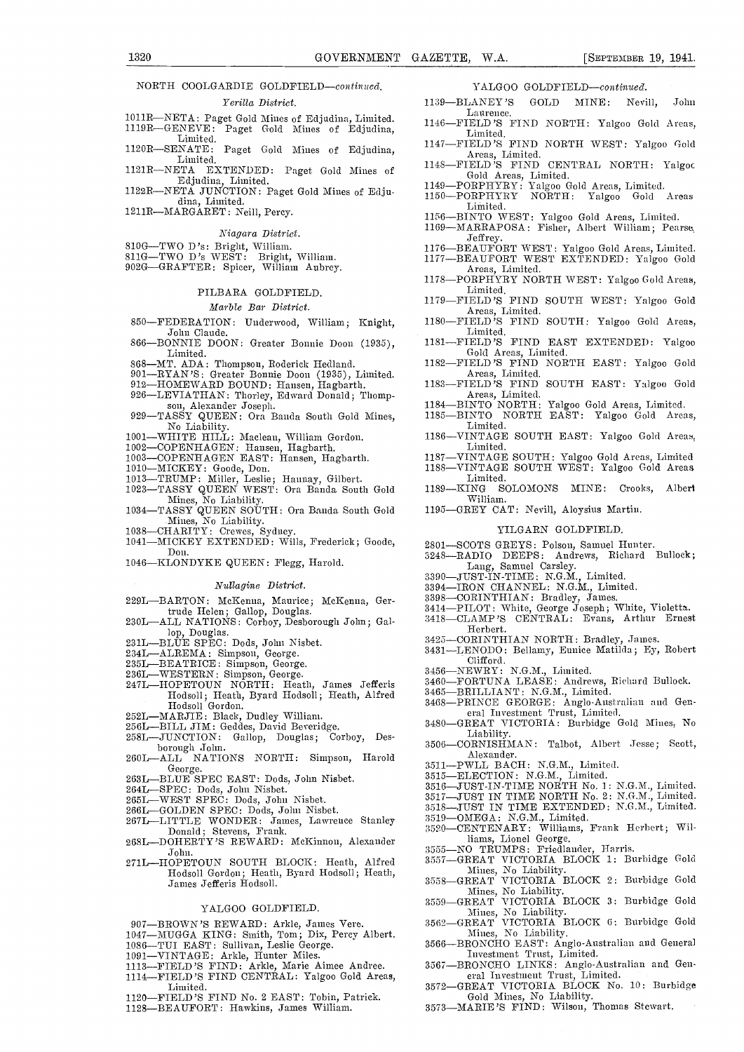NORTH COOLGARDIE GOLDFIELD—*continued.*

*Yerilla District.*

1011R—NETA: Paget Gold Mines of Edjudina, Limited.
1119R—GENEVE: Paget Gold Mines of Edjudina, Limited.
1120R—SENATE: Paget Gold Mines of Edjudina, Limited.
1121R—NETA EXTENDED: Paget Gold Mines of Edjudina, Limited.
1122R—NETA JUNCTION: Paget Gold Mines of Edjudina, Limited.
1211R—MARGARET: Neill, Percy.

*Niagara District.*

810G—TWO D's: Bright, William.
811G—TWO D's WEST: Bright, William.
902G—GRAFTER: Spicer, William Aubrey.

PILBARA GOLDFIELD.

*Marble Bar District.*

850—FEDERATION: Underwood, William; Knight, John Claude.
866—BONNIE DOON: Greater Bonnie Doon (1935), Limited.
868—MT. ADA: Thompson, Roderick Hedland.
901—RYAN'S: Greater Bonnie Doon (1935), Limited.
912—HOMEWARD BOUND: Hansen, Hagbarth.
926—LEVIATHAN: Thorley, Edward Donald; Thompson, Alexander Joseph.
929—TASSY QUEEN: Ora Banda South Gold Mines, No Liability.
1001—WHITE HILL: Maclean, William Gordon.
1002—COPENHAGEN: Hansen, Hagbarth.
1003—COPENHAGEN EAST: Hansen, Hagbarth.
1010—MICKEY: Goode, Don.
1013—TRUMP: Miller, Leslie; Hannay, Gilbert.
1023—TASSY QUEEN WEST: Ora Banda South Gold Mines, No Liability.
1034—TASSY QUEEN SOUTH: Ora Banda South Gold Mines, No Liability.
1038—CHARITY: Crewes, Sydney.
1041—MICKEY EXTENDED: Wills, Frederick; Goode, Don.
1046—KLONDYKE QUEEN: Flegg, Harold.

*Nullagine District.*

229L—BARTON: McKenna, Maurice; McKenna, Gertrude Helen; Gallop, Douglas.
230L—ALL NATIONS: Corboy, Desborough John; Gallop, Douglas.
231L—BLUE SPEC: Dods, John Nisbet.
234L—ALREMA: Simpson, George.
235L—BEATRICE: Simpson, George.
236L—WESTERN: Simpson, George.
247L—HOPETOUN NORTH: Heath, James Jefferis Hodsoll; Heath, Byard Hodsoll; Heath, Alfred Hodsoll Gordon.
252L—MARJIE: Black, Dudley William.
256L—BILL JIM: Geddes, David Beveridge.
258L—JUNCTION: Gallop, Douglas; Corboy, Desborough John.
260L—ALL NATIONS NORTH: Simpson, Harold George.
263L—BLUE SPEC EAST: Dods, John Nisbet.
264L—SPEC: Dods, John Nisbet.
265L—WEST SPEC: Dods, John Nisbet.
266L—GOLDEN SPEC: Dods, John Nisbet.
267L—LITTLE WONDER: James, Lawrence Stanley Donald; Stevens, Frank.
268L—DOHERTY'S REWARD: McKinnon, Alexander John.
271L—HOPETOUN SOUTH BLOCK: Heath, Alfred Hodsoll Gordon; Heath, Byard Hodsoll; Heath, James Jefferis Hodsoll.

YALGOO GOLDFIELD.

907—BROWN'S REWARD: Arkle, James Vere.
1047—MUGGA KING: Smith, Tom; Dix, Percy Albert.
1086—TUI EAST: Sullivan, Leslie George.
1091—VINTAGE: Arkle, Hunter Miles.
1113—FIELD'S FIND: Arkle, Marie Aimee Andree.
1114—FIELD'S FIND CENTRAL: Yalgoo Gold Areas, Limited.
1120—FIELD'S FIND No. 2 EAST: Tobin, Patrick.
1128—BEAUFORT: Hawkins, James William.

YALGOO GOLDFIELD—*continued.*

1139—BLANEY'S GOLD MINE: Nevill, John Laurence.
1146—FIELD'S FIND NORTH: Yalgoo Gold Areas, Limited.
1147—FIELD'S FIND NORTH WEST: Yalgoo Gold Areas, Limited.
1148—FIELD'S FIND CENTRAL NORTH: Yalgoo Gold Areas, Limited.
1149—PORPHYRY: Yalgoo Gold Areas, Limited.
1150—PORPHYRY NORTH: Yalgoo Gold Areas Limited.
1156—BINTO WEST: Yalgoo Gold Areas, Limited.
1169—MARRAPOSA: Fisher, Albert William; Pearse, Jeffrey.
1176—BEAUFORT WEST: Yalgoo Gold Areas, Limited.
1177—BEAUFORT WEST EXTENDED: Yalgoo Gold Areas, Limited.
1178—PORPHYRY NORTH WEST: Yalgoo Gold Areas, Limited.
1179—FIELD'S FIND SOUTH WEST: Yalgoo Gold Areas, Limited.
1180—FIELD'S FIND SOUTH: Yalgoo Gold Areas, Limited.
1181—FIELD'S FIND EAST EXTENDED: Yalgoo Gold Areas, Limited.
1182—FIELD'S FIND NORTH EAST: Yalgoo Gold Areas, Limited.
1183—FIELD'S FIND SOUTH EAST: Yalgoo Gold Areas, Limited.
1184—BINTO NORTH: Yalgoo Gold Areas, Limited.
1185—BINTO NORTH EAST: Yalgoo Gold Areas, Limited.
1186—VINTAGE SOUTH EAST: Yalgoo Gold Areas, Limited.
1187—VINTAGE SOUTH: Yalgoo Gold Areas, Limited
1188—VINTAGE SOUTH WEST: Yalgoo Gold Areas Limited.
1189—KING SOLOMONS MINE: Crooks, Albert William.
1195—GREY CAT: Nevill, Aloysius Martin.

YILGARN GOLDFIELD.

2801—SCOTS GREYS: Polson, Samuel Hunter.
3248—RADIO DEEPS: Andrews, Richard Bullock; Lang, Samuel Carsley.
3390—JUST-IN-TIME: N.G.M., Limited.
3394—IRON CHANNEL: N.G.M., Limited.
3398—CORINTHIAN: Bradley, James.
3414—PILOT: White, George Joseph; White, Violetta.
3418—CLAMP'S CENTRAL: Evans, Arthur Ernest Herbert.
3425—CORINTHIAN NORTH: Bradley, James.
3431—LENODO: Bellamy, Eunice Matilda; Ey, Robert Clifford.
3456—NEWRY: N.G.M., Limited.
3460—FORTUNA LEASE: Andrews, Richard Bullock.
3465—BRILLIANT: N.G.M., Limited.
3468—PRINCE GEORGE: Anglo-Australian and General Investment Trust, Limited.
3480—GREAT VICTORIA: Burbidge Gold Mines, No Liability.
3506—CORNISHMAN: Talbot, Albert Jesse; Scott, Alexander.
3511—PWLL BACH: N.G.M., Limited.
3515—ELECTION: N.G.M., Limited.
3516—JUST-IN-TIME NORTH No. 1: N.G.M., Limited.
3517—JUST IN TIME NORTH No. 2: N.G.M., Limited.
3518—JUST IN TIME EXTENDED: N.G.M., Limited.
3519—OMEGA: N.G.M., Limited.
3520—CENTENARY: Williams, Frank Herbert; Williams, Lionel George.
3555—NO TRUMPS: Friedlander, Harris.
3557—GREAT VICTORIA BLOCK 1: Burbidge Gold Mines, No Liability.
3558—GREAT VICTORIA BLOCK 2: Burbidge Gold Mines, No Liability.
3559—GREAT VICTORIA BLOCK 3: Burbidge Gold Mines, No Liability.
3562—GREAT VICTORIA BLOCK 6: Burbidge Gold Mines, No Liability.
3566—BRONCHO EAST: Anglo-Australian and General Investment Trust, Limited.
3567—BRONCHO LINKS: Anglo-Australian and General Investment Trust, Limited.
3572—GREAT VICTORIA BLOCK No. 10: Burbidge Gold Mines, No Liability.
3573—MARIE'S FIND: Wilson, Thomas Stewart.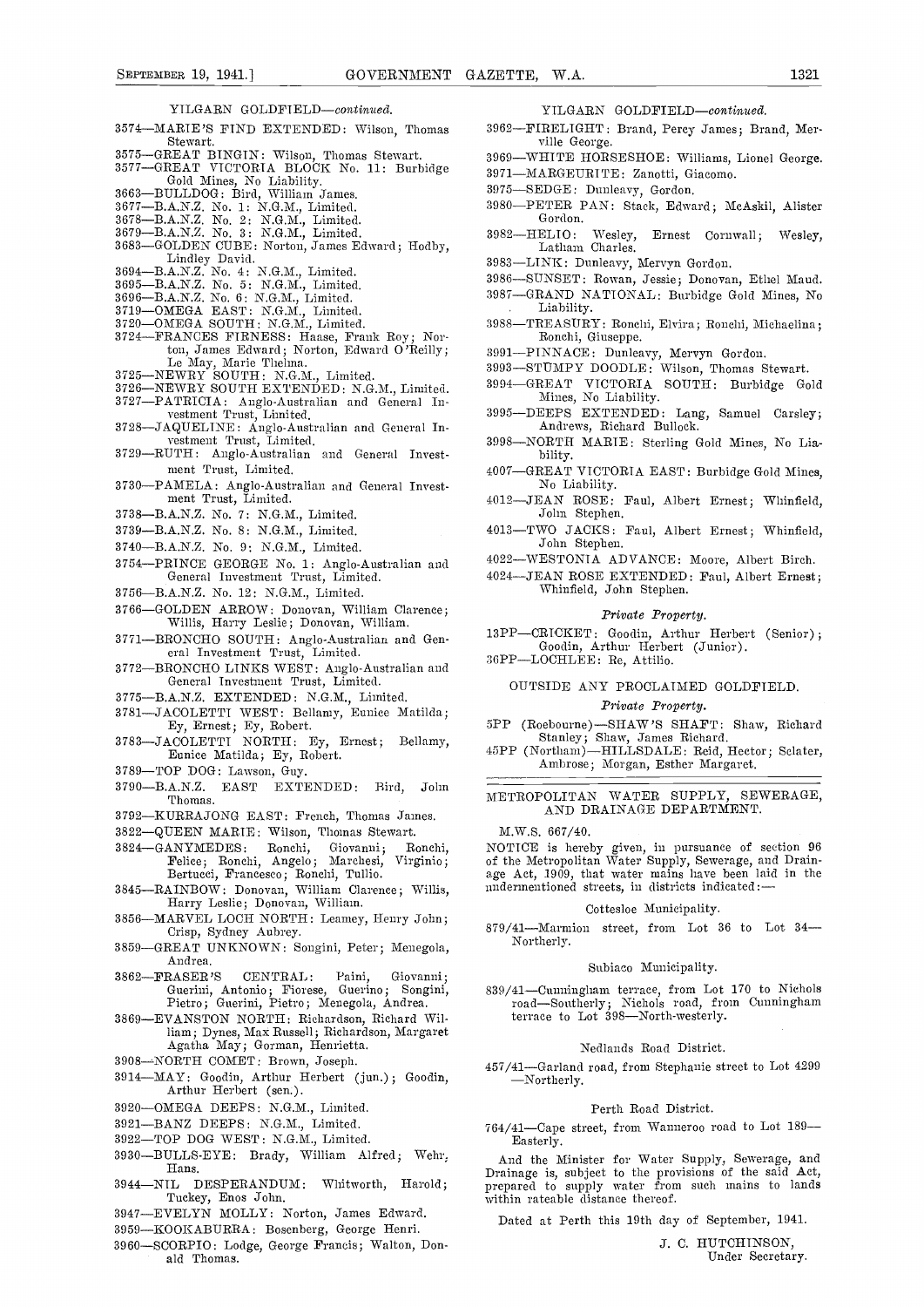YILGARN GOLDFIELD—*continued.*

3574—MARIE'S FIND EXTENDED: Wilson, Thomas Stewart.
3575—GREAT BINGIN: Wilson, Thomas Stewart.
3577—GREAT VICTORIA BLOCK No. 11: Burbidge Gold Mines, No Liability.
3663—BULLDOG: Bird, William James.
3677—B.A.N.Z. No. 1: N.G.M., Limited.
3678—B.A.N.Z. No. 2: N.G.M., Limited.
3679—B.A.N.Z. No. 3: N.G.M., Limited.
3683—GOLDEN CUBE: Norton, James Edward; Hodby, Lindley David.
3694—B.A.N.Z. No. 4: N.G.M., Limited.
3695—B.A.N.Z. No. 5: N.G.M., Limited.
3696—B.A.N.Z. No. 6: N.G.M., Limited.
3719—OMEGA EAST: N.G.M., Limited.
3720—OMEGA SOUTH: N.G.M., Limited.
3724—FRANCES FIRNESS: Haase, Frank Roy; Norton, James Edward; Norton, Edward O'Reilly; Le May, Marie Thelma.
3725—NEWRY SOUTH: N.G.M., Limited.
3726—NEWRY SOUTH EXTENDED: N.G.M., Limited.
3727—PATRICIA: Anglo-Australian and General Investment Trust, Limited.
3728—JAQUELINE: Anglo-Australian and General Investment Trust, Limited.
3729—RUTH: Anglo-Australian and General Investment Trust, Limited.
3730—PAMELA: Anglo-Australian and General Investment Trust, Limited.
3738—B.A.N.Z. No. 7: N.G.M., Limited.
3739—B.A.N.Z. No. 8: N.G.M., Limited.
3740—B.A.N.Z. No. 9: N.G.M., Limited.
3754—PRINCE GEORGE No. 1: Anglo-Australian and General Investment Trust, Limited.
3756—B.A.N.Z. No. 12: N.G.M., Limited.
3766—GOLDEN ARROW: Donovan, William Clarence; Willis, Harry Leslie; Donovan, William.
3771—BRONCHO SOUTH: Anglo-Australian and General Investment Trust, Limited.
3772—BRONCHO LINKS WEST: Anglo-Australian and General Investment Trust, Limited.
3775—B.A.N.Z. EXTENDED: N.G.M., Limited.
3781—JACOLETTI WEST: Bellamy, Eunice Matilda; Ey, Ernest; Ey, Robert.
3783—JACOLETTI NORTH: Ey, Ernest; Bellamy, Eunice Matilda; Ey, Robert.
3789—TOP DOG: Lawson, Guy.
3790—B.A.N.Z. EAST EXTENDED: Bird, John Thomas.
3792—KURRAJONG EAST: French, Thomas James.
3822—QUEEN MARIE: Wilson, Thomas Stewart.
3824—GANYMEDES: Ronchi, Giovanni; Ronchi, Felice; Ronchi, Angelo; Marchesi, Virginio; Bertucci, Francesco; Ronchi, Tullio.
3845—RAINBOW: Donovan, William Clarence; Willis, Harry Leslie; Donovan, William.
3856—MARVEL LOCH NORTH: Leamey, Henry John; Crisp, Sydney Aubrey.
3859—GREAT UNKNOWN: Songini, Peter; Menegola, Andrea.
3862—FRASER'S CENTRAL: Paini, Giovanni; Guerini, Antonio; Fiorese, Guerino; Songini, Pietro; Guerini, Pietro; Menegola, Andrea.
3869—EVANSTON NORTH: Richardson, Richard William; Dynes, Max Russell; Richardson, Margaret Agatha May; Gorman, Henrietta.
3908—NORTH COMET: Brown, Joseph.
3914—MAY: Goodin, Arthur Herbert (jun.); Goodin, Arthur Herbert (sen.).
3920—OMEGA DEEPS: N.G.M., Limited.
3921—BANZ DEEPS: N.G.M., Limited.
3922—TOP DOG WEST: N.G.M., Limited.
3930—BULLS-EYE: Brady, William Alfred; Wehr, Hans.
3944—NIL DESPERANDUM: Whitworth, Harold; Tuckey, Enos John.
3947—EVELYN MOLLY: Norton, James Edward.
3959—KOOKABURRA: Bosenberg, George Henri.
3960—SCORPIO: Lodge, George Francis; Walton, Donald Thomas.
3962—FIRELIGHT: Brand, Percy James; Brand, Merville George.
3969—WHITE HORSESHOE: Williams, Lionel George.
3971—MARGEURITE: Zanotti, Giacomo.
3975—SEDGE: Dunleavy, Gordon.
3980—PETER PAN: Stack, Edward; McAskil, Alister Gordon.
3982—HELIO: Wesley, Ernest Cornwall; Wesley, Latham Charles.
3983—LINK: Dunleavy, Mervyn Gordon.
3986—SUNSET: Rowan, Jessie; Donovan, Ethel Maud.
3987—GRAND NATIONAL: Burbidge Gold Mines, No Liability.
3988—TREASURY: Ronchi, Elvira; Ronchi, Michaelina; Ronchi, Giuseppe.
3991—PINNACE: Dunleavy, Mervyn Gordon.
3993—STUMPY DOODLE: Wilson, Thomas Stewart.
3994—GREAT VICTORIA SOUTH: Burbidge Gold Mines, No Liability.
3995—DEEPS EXTENDED: Lang, Samuel Carsley; Andrews, Richard Bullock.
3998—NORTH MARIE: Sterling Gold Mines, No Liability.
4007—GREAT VICTORIA EAST: Burbidge Gold Mines, No Liability.
4012—JEAN ROSE: Faul, Albert Ernest; Whinfield, John Stephen.
4013—TWO JACKS: Faul, Albert Ernest; Whinfield, John Stephen.
4022—WESTONIA ADVANCE: Moore, Albert Birch.
4024—JEAN ROSE EXTENDED: Faul, Albert Ernest; Whinfield, John Stephen.

*Private Property.*

13PP—CRICKET: Goodin, Arthur Herbert (Senior); Goodin, Arthur Herbert (Junior).
36PP—LOCHLEE: Re, Attilio.

OUTSIDE ANY PROCLAIMED GOLDFIELD.

*Private Property.*

5PP (Roebourne)—SHAW'S SHAFT: Shaw, Richard Stanley; Shaw, James Richard.
45PP (Northam)—HILLSDALE: Reid, Hector; Sclater, Ambrose; Morgan, Esther Margaret.

## METROPOLITAN WATER SUPPLY, SEWERAGE, AND DRAINAGE DEPARTMENT.

M.W.S. 667/40.

NOTICE is hereby given, in pursuance of section 96 of the Metropolitan Water Supply, Sewerage, and Drainage Act, 1909, that water mains have been laid in the undermentioned streets, in districts indicated:—

Cottesloe Municipality.

879/41—Marmion street, from Lot 36 to Lot 34—Northerly.

Subiaco Municipality.

839/41—Cunningham terrace, from Lot 170 to Nichols road—Southerly; Nichols road, from Cunningham terrace to Lot 398—North-westerly.

Nedlands Road District.

457/41—Garland road, from Stephanie street to Lot 4299—Northerly.

Perth Road District.

764/41—Cape street, from Wanneroo road to Lot 189—Easterly.

And the Minister for Water Supply, Sewerage, and Drainage is, subject to the provisions of the said Act, prepared to supply water from such mains to lands within rateable distance thereof.

Dated at Perth this 19th day of September, 1941.

J. C. HUTCHINSON,
Under Secretary.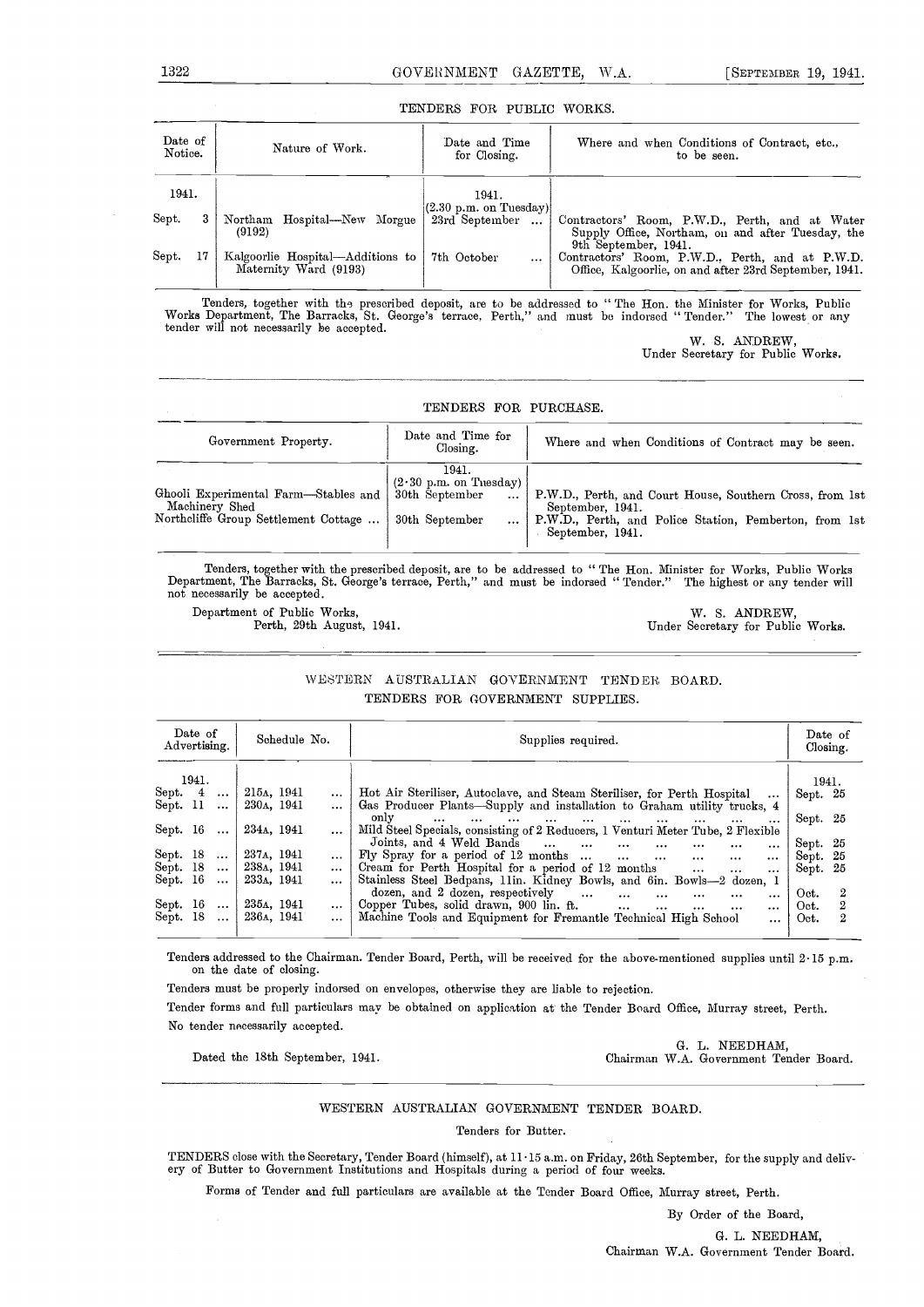## TENDERS FOR PUBLIC WORKS.

| Date of Notice. | Nature of Work. | Date and Time for Closing. | Where and when Conditions of Contract, etc., to be seen. |
|---|---|---|---|
| 1941. | | 1941. (2.30 p.m. on Tuesday) | |
| Sept. 3 | Northam Hospital—New Morgue (9192) | 23rd September ... | Contractors' Room, P.W.D., Perth, and at Water Supply Office, Northam, on and after Tuesday, the 9th September, 1941. |
| Sept. 17 | Kalgoorlie Hospital—Additions to Maternity Ward (9193) | 7th October ... | Contractors' Room, P.W.D., Perth, and at P.W.D. Office, Kalgoorlie, on and after 23rd September, 1941. |

Tenders, together with the prescribed deposit, are to be addressed to "The Hon. the Minister for Works, Public Works Department, The Barracks, St. George's terrace, Perth," and must be indorsed "Tender." The lowest or any tender will not necessarily be accepted.

W. S. ANDREW,
Under Secretary for Public Works.

## TENDERS FOR PURCHASE.

| Government Property. | Date and Time for Closing. | Where and when Conditions of Contract may be seen. |
|---|---|---|
| | 1941. (2·30 p.m. on Tuesday) | |
| Ghooli Experimental Farm—Stables and Machinery Shed | 30th September ... | P.W.D., Perth, and Court House, Southern Cross, from 1st September, 1941. |
| Northcliffe Group Settlement Cottage ... | 30th September ... | P.W.D., Perth, and Police Station, Pemberton, from 1st September, 1941. |

Tenders, together with the prescribed deposit, are to be addressed to "The Hon. Minister for Works, Public Works Department, The Barracks, St. George's terrace, Perth," and must be indorsed "Tender." The highest or any tender will not necessarily be accepted.

Department of Public Works,
Perth, 29th August, 1941.

W. S. ANDREW,
Under Secretary for Public Works.

## WESTERN AUSTRALIAN GOVERNMENT TENDER BOARD.

### TENDERS FOR GOVERNMENT SUPPLIES.

| Date of Advertising. | Schedule No. | Supplies required. | Date of Closing. |
|---|---|---|---|
| 1941. | | | 1941. |
| Sept. 4 ... | 215A, 1941 ... | Hot Air Steriliser, Autoclave, and Steam Steriliser, for Perth Hospital ... | Sept. 25 |
| Sept. 11 ... | 230A, 1941 ... | Gas Producer Plants—Supply and installation to Graham utility trucks, 4 only ... | Sept. 25 |
| Sept. 16 ... | 234A, 1941 ... | Mild Steel Specials, consisting of 2 Reducers, 1 Venturi Meter Tube, 2 Flexible Joints, and 4 Weld Bands ... | Sept. 25 |
| Sept. 18 ... | 237A, 1941 ... | Fly Spray for a period of 12 months ... | Sept. 25 |
| Sept. 18 ... | 238A, 1941 ... | Cream for Perth Hospital for a period of 12 months ... | Sept. 25 |
| Sept. 16 ... | 233A, 1941 ... | Stainless Steel Bedpans, 11in. Kidney Bowls, and 6in. Bowls—2 dozen, 1 dozen, and 2 dozen, respectively ... | Oct. 2 |
| Sept. 16 ... | 235A, 1941 ... | Copper Tubes, solid drawn, 900 lin. ft. ... | Oct. 2 |
| Sept. 18 ... | 236A, 1941 ... | Machine Tools and Equipment for Fremantle Technical High School ... | Oct. 2 |

Tenders addressed to the Chairman. Tender Board, Perth, will be received for the above-mentioned supplies until 2·15 p.m. on the date of closing.

Tenders must be properly indorsed on envelopes, otherwise they are liable to rejection.

Tender forms and full particulars may be obtained on application at the Tender Board Office, Murray street, Perth.

No tender necessarily accepted.

Dated the 18th September, 1941.

G. L. NEEDHAM,
Chairman W.A. Government Tender Board.

## WESTERN AUSTRALIAN GOVERNMENT TENDER BOARD.

### Tenders for Butter.

TENDERS close with the Secretary, Tender Board (himself), at 11·15 a.m. on Friday, 26th September, for the supply and delivery of Butter to Government Institutions and Hospitals during a period of four weeks.

Forms of Tender and full particulars are available at the Tender Board Office, Murray street, Perth.

By Order of the Board,

G. L. NEEDHAM,
Chairman W.A. Government Tender Board.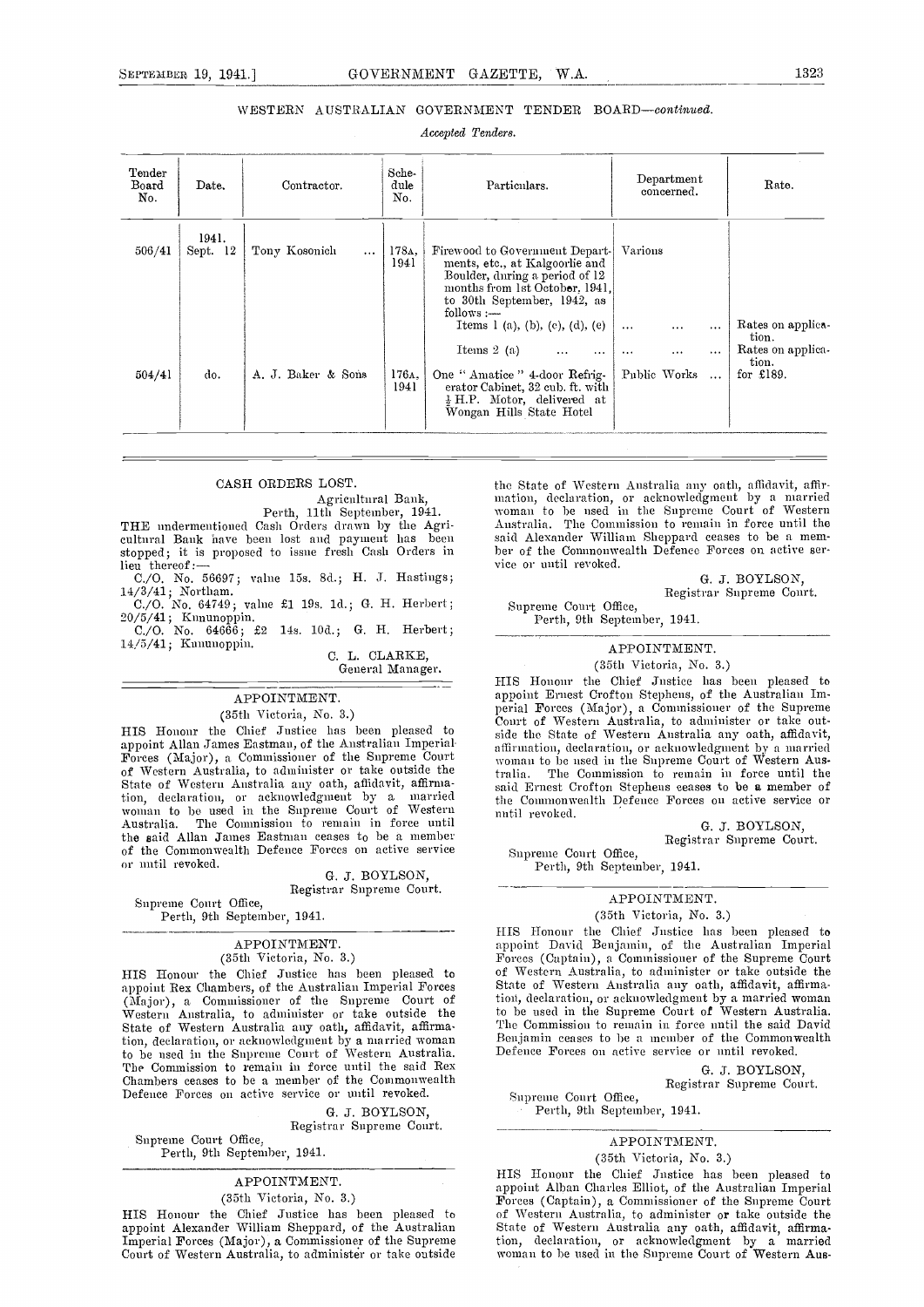## WESTERN AUSTRALIAN GOVERNMENT TENDER BOARD—*continued.*

*Accepted Tenders.*

| Tender Board No. | Date. | Contractor. | Schedule No. | Particulars. | Department concerned. | Rate. |
|---|---|---|---|---|---|---|
| | 1941. | | | | | |
| 506/41 | Sept. 12 | Tony Kosonich ... | 178A, 1941 | Firewood to Government Departments, etc., at Kalgoorlie and Boulder, during a period of 12 months from 1st October, 1941, to 30th September, 1942, as follows:— | Various | |
| | | | | Items 1 (a), (b), (c), (d), (e) | ... ... ... | Rates on application. |
| | | | | Items 2 (a) ... ... | ... ... ... | Rates on application. |
| 504/41 | do. | A. J. Baker & Sons | 176A, 1941 | One "Amatice" 4-door Refrigerator Cabinet, 32 cub. ft. with ¼ H.P. Motor, delivered at Wongan Hills State Hotel | Public Works ... | for £189. |

### CASH ORDERS LOST.

Agricultural Bank,
Perth, 11th September, 1941.

THE undermentioned Cash Orders drawn by the Agricultural Bank have been lost and payment has been stopped; it is proposed to issue fresh Cash Orders in lieu thereof:—

C./O. No. 56697; value 15s. 8d.; H. J. Hastings; 14/3/41; Northam.

C./O. No. 64749; value £1 19s. 1d.; G. H. Herbert; 20/5/41; Kununoppin.

C./O. No. 64666; £2 14s. 10d.; G. H. Herbert; 14/5/41; Kununoppin.

C. L. CLARKE,
General Manager.

### APPOINTMENT.

(35th Victoria, No. 3.)

HIS Honour the Chief Justice has been pleased to appoint Allan James Eastman, of the Australian Imperial Forces (Major), a Commissioner of the Supreme Court of Western Australia, to administer or take outside the State of Western Australia any oath, affidavit, affirmation, declaration, or acknowledgment by a married woman to be used in the Supreme Court of Western Australia. The Commission to remain in force until the said Allan James Eastman ceases to be a member of the Commonwealth Defence Forces on active service or until revoked.

G. J. BOYLSON,
Registrar Supreme Court.

Supreme Court Office,
Perth, 9th September, 1941.

### APPOINTMENT.

(35th Victoria, No. 3.)

HIS Honour the Chief Justice has been pleased to appoint Rex Chambers, of the Australian Imperial Forces (Major), a Commissioner of the Supreme Court of Western Australia, to administer or take outside the State of Western Australia any oath, affidavit, affirmation, declaration, or acknowledgment by a married woman to be used in the Supreme Court of Western Australia. The Commission to remain in force until the said Rex Chambers ceases to be a member of the Commonwealth Defence Forces on active service or until revoked.

G. J. BOYLSON,
Registrar Supreme Court.

Supreme Court Office,
Perth, 9th September, 1941.

### APPOINTMENT.

(35th Victoria, No. 3.)

HIS Honour the Chief Justice has been pleased to appoint Alexander William Sheppard, of the Australian Imperial Forces (Major), a Commissioner of the Supreme Court of Western Australia, to administer or take outside the State of Western Australia any oath, affidavit, affirmation, declaration, or acknowledgment by a married woman to be used in the Supreme Court of Western Australia. The Commission to remain in force until the said Alexander William Sheppard ceases to be a member of the Commonwealth Defence Forces on active service or until revoked.

G. J. BOYLSON,
Registrar Supreme Court.

Supreme Court Office,
Perth, 9th September, 1941.

### APPOINTMENT.

(35th Victoria, No. 3.)

HIS Honour the Chief Justice has been pleased to appoint Ernest Crofton Stephens, of the Australian Imperial Forces (Major), a Commissioner of the Supreme Court of Western Australia, to administer or take outside the State of Western Australia any oath, affidavit, affirmation, declaration, or acknowledgment by a married woman to be used in the Supreme Court of Western Australia. The Commission to remain in force until the said Ernest Crofton Stephens ceases to be a member of the Commonwealth Defence Forces on active service or until revoked.

G. J. BOYLSON,
Registrar Supreme Court.

Supreme Court Office,
Perth, 9th September, 1941.

### APPOINTMENT.

(35th Victoria, No. 3.)

HIS Honour the Chief Justice has been pleased to appoint David Benjamin, of the Australian Imperial Forces (Captain), a Commissioner of the Supreme Court of Western Australia, to administer or take outside the State of Western Australia any oath, affidavit, affirmation, declaration, or acknowledgment by a married woman to be used in the Supreme Court of Western Australia. The Commission to remain in force until the said David Benjamin ceases to be a member of the Commonwealth Defence Forces on active service or until revoked.

G. J. BOYLSON,
Registrar Supreme Court.

Supreme Court Office,
Perth, 9th September, 1941.

### APPOINTMENT.

(35th Victoria, No. 3.)

HIS Honour the Chief Justice has been pleased to appoint Alban Charles Elliot, of the Australian Imperial Forces (Captain), a Commissioner of the Supreme Court of Western Australia, to administer or take outside the State of Western Australia any oath, affidavit, affirmation, declaration, or acknowledgment by a married woman to be used in the Supreme Court of Western Aus-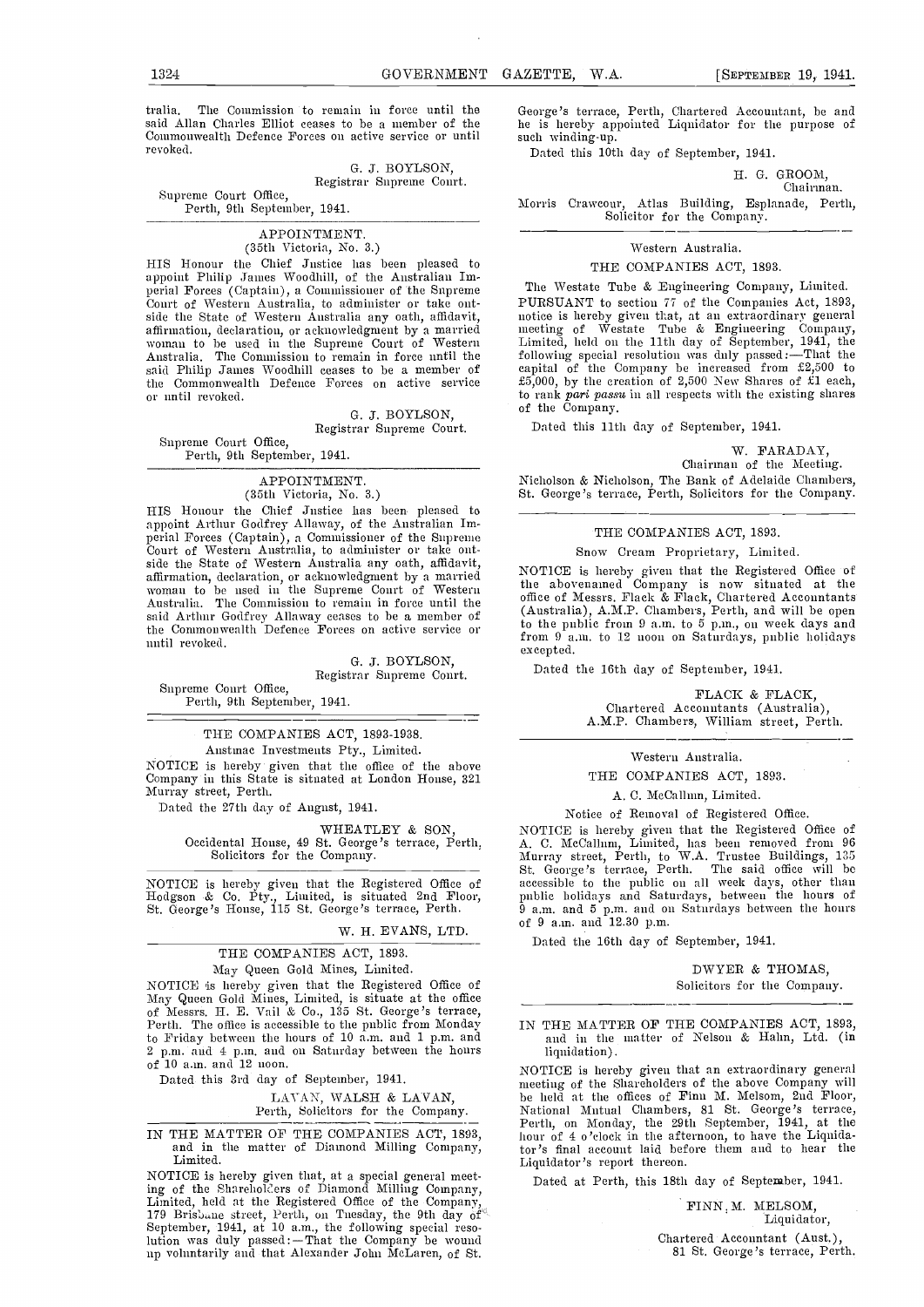tralia. The Commission to remain in force until the said Allan Charles Elliot ceases to be a member of the Commonwealth Defence Forces on active service or until revoked.

G. J. BOYLSON,
Registrar Supreme Court.

Supreme Court Office,
Perth, 9th September, 1941.

---

### APPOINTMENT.
(35th Victoria, No. 3.)

HIS Honour the Chief Justice has been pleased to appoint Philip James Woodhill, of the Australian Imperial Forces (Captain), a Commissioner of the Supreme Court of Western Australia, to administer or take outside the State of Western Australia any oath, affidavit, affirmation, declaration, or acknowledgment by a married woman to be used in the Supreme Court of Western Australia. The Commission to remain in force until the said Philip James Woodhill ceases to be a member of the Commonwealth Defence Forces on active service or until revoked.

G. J. BOYLSON,
Registrar Supreme Court.

Supreme Court Office,
Perth, 9th September, 1941.

---

### APPOINTMENT.
(35th Victoria, No. 3.)

HIS Honour the Chief Justice has been pleased to appoint Arthur Godfrey Allaway, of the Australian Imperial Forces (Captain), a Commissioner of the Supreme Court of Western Australia, to administer or take outside the State of Western Australia any oath, affidavit, affirmation, declaration, or acknowledgment by a married woman to be used in the Supreme Court of Western Australia. The Commission to remain in force until the said Arthur Godfrey Allaway ceases to be a member of the Commonwealth Defence Forces on active service or until revoked.

G. J. BOYLSON,
Registrar Supreme Court.

Supreme Court Office,
Perth, 9th September, 1941.

---

### THE COMPANIES ACT, 1893-1938.
Austmac Investments Pty., Limited.

NOTICE is hereby given that the office of the above Company in this State is situated at London House, 321 Murray street, Perth.

Dated the 27th day of August, 1941.

WHEATLEY & SON,
Occidental House, 49 St. George's terrace, Perth,
Solicitors for the Company.

---

NOTICE is hereby given that the Registered Office of Hodgson & Co. Pty., Limited, is situated 2nd Floor, St. George's House, 115 St. George's terrace, Perth.

W. H. EVANS, LTD.

---

### THE COMPANIES ACT, 1893.
May Queen Gold Mines, Limited.

NOTICE is hereby given that the Registered Office of May Queen Gold Mines, Limited, is situate at the office of Messrs. H. E. Vail & Co., 135 St. George's terrace, Perth. The office is accessible to the public from Monday to Friday between the hours of 10 a.m. and 1 p.m. and 2 p.m. and 4 p.m. and on Saturday between the hours of 10 a.m. and 12 noon.

Dated this 3rd day of September, 1941.

LAVAN, WALSH & LAVAN,
Perth, Solicitors for the Company.

---

IN THE MATTER OF THE COMPANIES ACT, 1893, and in the matter of Diamond Milling Company, Limited.

NOTICE is hereby given that, at a special general meeting of the Shareholders of Diamond Milling Company, Limited, held at the Registered Office of the Company, 179 Brisbane street, Perth, on Tuesday, the 9th day of September, 1941, at 10 a.m., the following special resolution was duly passed:—That the Company be wound up voluntarily and that Alexander John McLaren, of St. George's terrace, Perth, Chartered Accountant, be and he is hereby appointed Liquidator for the purpose of such winding-up.

Dated this 10th day of September, 1941.

H. G. GROOM,
Chairman.

Morris Crawcour, Atlas Building, Esplanade, Perth, Solicitor for the Company.

---

Western Australia.

### THE COMPANIES ACT, 1893.

The Westate Tube & Engineering Company, Limited.

PURSUANT to section 77 of the Companies Act, 1893, notice is hereby given that, at an extraordinary general meeting of Westate Tube & Engineering Company, Limited, held on the 11th day of September, 1941, the following special resolution was duly passed:—That the capital of the Company be increased from £2,500 to £5,000, by the creation of 2,500 New Shares of £1 each, to rank *pari passu* in all respects with the existing shares of the Company.

Dated this 11th day of September, 1941.

W. FARADAY,
Chairman of the Meeting.

Nicholson & Nicholson, The Bank of Adelaide Chambers, St. George's terrace, Perth, Solicitors for the Company.

---

### THE COMPANIES ACT, 1893.
Snow Cream Proprietary, Limited.

NOTICE is hereby given that the Registered Office of the abovenamed Company is now situated at the office of Messrs. Flack & Flack, Chartered Accountants (Australia), A.M.P. Chambers, Perth, and will be open to the public from 9 a.m. to 5 p.m., on week days and from 9 a.m. to 12 noon on Saturdays, public holidays excepted.

Dated the 16th day of September, 1941.

FLACK & FLACK,
Chartered Accountants (Australia),
A.M.P. Chambers, William street, Perth.

---

Western Australia.

### THE COMPANIES ACT, 1893.
A. C. McCallum, Limited.

Notice of Removal of Registered Office.

NOTICE is hereby given that the Registered Office of A. C. McCallum, Limited, has been removed from 96 Murray street, Perth, to W.A. Trustee Buildings, 135 St. George's terrace, Perth. The said office will be accessible to the public on all week days, other than public holidays and Saturdays, between the hours of 9 a.m. and 5 p.m. and on Saturdays between the hours of 9 a.m. and 12.30 p.m.

Dated the 16th day of September, 1941.

DWYER & THOMAS,
Solicitors for the Company.

---

IN THE MATTER OF THE COMPANIES ACT, 1893, and in the matter of Nelson & Hahn, Ltd. (in liquidation).

NOTICE is hereby given that an extraordinary general meeting of the Shareholders of the above Company will be held at the offices of Finn M. Melsom, 2nd Floor, National Mutual Chambers, 81 St. George's terrace, Perth, on Monday, the 29th September, 1941, at the hour of 4 o'clock in the afternoon, to have the Liquidator's final account laid before them and to hear the Liquidator's report thereon.

Dated at Perth, this 18th day of September, 1941.

FINN M. MELSOM,
Liquidator,
Chartered Accountant (Aust.),
81 St. George's terrace, Perth.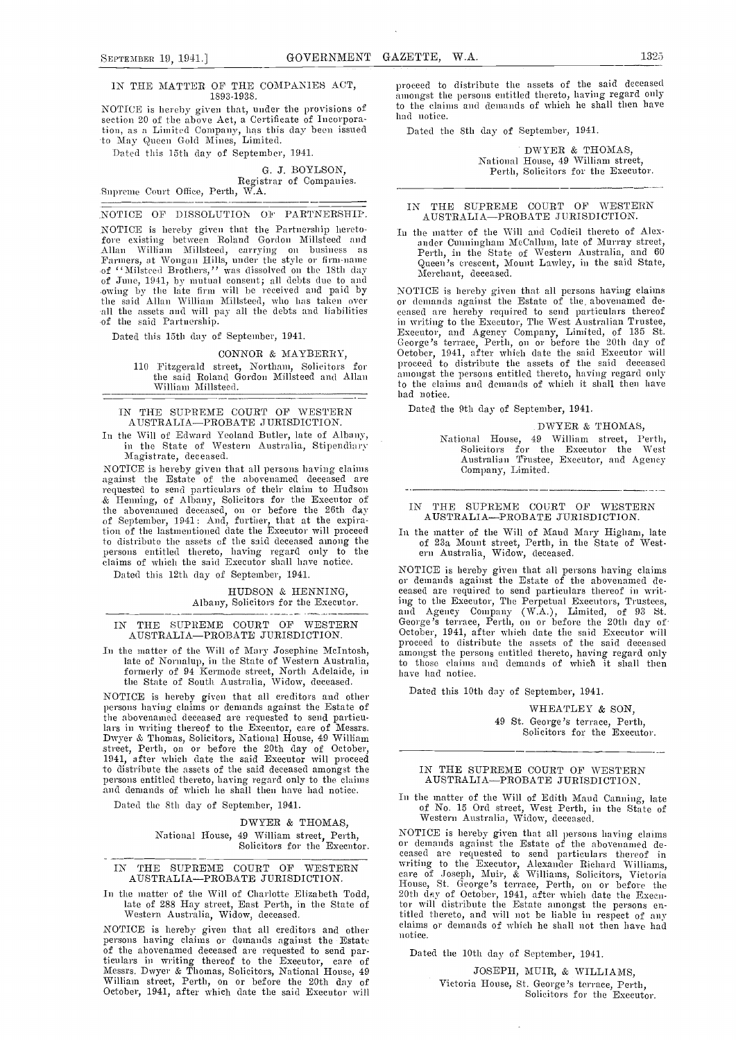IN THE MATTER OF THE COMPANIES ACT, 1893-1938.

NOTICE is hereby given that, under the provisions of section 20 of the above Act, a Certificate of Incorporation, as a Limited Company, has this day been issued to May Queen Gold Mines, Limited.

Dated this 15th day of September, 1941.

G. J. BOYLSON,
Registrar of Companies.
Supreme Court Office, Perth, W.A.

---

NOTICE OF DISSOLUTION OF PARTNERSHIP.

NOTICE is hereby given that the Partnership heretofore existing between Roland Gordon Millsteed and Allan William Millsteed, carrying on business as Farmers, at Wongan Hills, under the style or firm-name of "Milsteed Brothers," was dissolved on the 18th day of June, 1941, by mutual consent; all debts due to and owing by the late firm will be received and paid by the said Allan William Millsteed, who has taken over all the assets and will pay all the debts and liabilities of the said Partnership.

Dated this 15th day of September, 1941.

CONNOR & MAYBERRY,
110 Fitzgerald street, Northam, Solicitors for the said Roland Gordon Millsteed and Allan William Millsteed.

---

IN THE SUPREME COURT OF WESTERN AUSTRALIA—PROBATE JURISDICTION.

In the Will of Edward Yeoland Butler, late of Albany, in the State of Western Australia, Stipendiary Magistrate, deceased.

NOTICE is hereby given that all persons having claims against the Estate of the abovenamed deceased are requested to send particulars of their claim to Hudson & Henning, of Albany, Solicitors for the Executor of the abovenamed deceased, on or before the 26th day of September, 1941: And, further, that at the expiration of the lastmentioned date the Executor will proceed to distribute the assets of the said deceased among the persons entitled thereto, having regard only to the claims of which the said Executor shall have notice.

Dated this 12th day of September, 1941.

HUDSON & HENNING,
Albany, Solicitors for the Executor.

---

IN THE SUPREME COURT OF WESTERN AUSTRALIA—PROBATE JURISDICTION.

In the matter of the Will of Mary Josephine McIntosh, late of Nornalup, in the State of Western Australia, formerly of 94 Kermode street, North Adelaide, in the State of South Australia, Widow, deceased.

NOTICE is hereby given that all creditors and other persons having claims or demands against the Estate of the abovenamed deceased are requested to send particulars in writing thereof to the Executor, care of Messrs. Dwyer & Thomas, Solicitors, National House, 49 William street, Perth, on or before the 20th day of October, 1941, after which date the said Executor will proceed to distribute the assets of the said deceased amongst the persons entitled thereto, having regard only to the claims and demands of which he shall then have had notice.

Dated the 8th day of September, 1941.

DWYER & THOMAS,
National House, 49 William street, Perth, Solicitors for the Executor.

---

IN THE SUPREME COURT OF WESTERN AUSTRALIA—PROBATE JURISDICTION.

In the matter of the Will of Charlotte Elizabeth Todd, late of 288 Hay street, East Perth, in the State of Western Australia, Widow, deceased.

NOTICE is hereby given that all creditors and other persons having claims or demands against the Estate of the abovenamed deceased are requested to send particulars in writing thereof to the Executor, care of Messrs. Dwyer & Thomas, Solicitors, National House, 49 William street, Perth, on or before the 20th day of October, 1941, after which date the said Executor will proceed to distribute the assets of the said deceased amongst the persons entitled thereto, having regard only to the claims and demands of which he shall then have had notice.

Dated the 8th day of September, 1941.

DWYER & THOMAS,
National House, 49 William street, Perth, Solicitors for the Executor.

---

IN THE SUPREME COURT OF WESTERN AUSTRALIA—PROBATE JURISDICTION.

In the matter of the Will and Codicil thereto of Alexander Cunningham McCallum, late of Murray street, Perth, in the State of Western Australia, and 60 Queen's crescent, Mount Lawley, in the said State, Merchant, deceased.

NOTICE is hereby given that all persons having claims or demands against the Estate of the abovenamed deceased are hereby required to send particulars thereof in writing to the Executor, The West Australian Trustee, Executor, and Agency Company, Limited, of 135 St. George's terrace, Perth, on or before the 20th day of October, 1941, after which date the said Executor will proceed to distribute the assets of the said deceased amongst the persons entitled thereto, having regard only to the claims and demands of which it shall then have had notice.

Dated the 9th day of September, 1941.

DWYER & THOMAS,
National House, 49 William street, Perth, Solicitors for the Executor the West Australian Trustee, Executor, and Agency Company, Limited.

---

IN THE SUPREME COURT OF WESTERN AUSTRALIA—PROBATE JURISDICTION.

In the matter of the Will of Maud Mary Higham, late of 23a Mount street, Perth, in the State of Western Australia, Widow, deceased.

NOTICE is hereby given that all persons having claims or demands against the Estate of the abovenamed deceased are required to send particulars thereof in writing to the Executor, The Perpetual Executors, Trustees, and Agency Company (W.A.), Limited, of 93 St. George's terrace, Perth, on or before the 20th day of October, 1941, after which date the said Executor will proceed to distribute the assets of the said deceased amongst the persons entitled thereto, having regard only to those claims and demands of which it shall then have had notice.

Dated this 10th day of September, 1941.

WHEATLEY & SON,
49 St. George's terrace, Perth, Solicitors for the Executor.

---

IN THE SUPREME COURT OF WESTERN AUSTRALIA—PROBATE JURISDICTION.

In the matter of the Will of Edith Maud Canning, late of No. 15 Ord street, West Perth, in the State of Western Australia, Widow, deceased.

NOTICE is hereby given that all persons having claims or demands against the Estate of the abovenamed deceased are requested to send particulars thereof in writing to the Executor, Alexander Richard Williams, care of Joseph, Muir, & Williams, Solicitors, Victoria House, St. George's terrace, Perth, on or before the 20th day of October, 1941, after which date the Executor will distribute the Estate amongst the persons entitled thereto, and will not be liable in respect of any claims or demands of which he shall not then have had notice.

Dated the 10th day of September, 1941.

JOSEPH, MUIR, & WILLIAMS,
Victoria House, St. George's terrace, Perth, Solicitors for the Executor.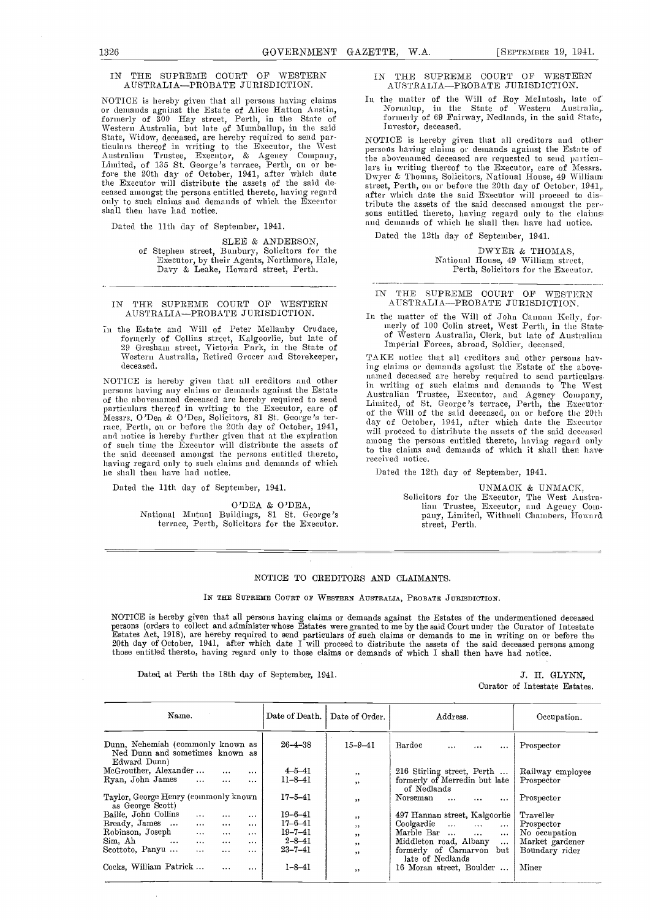## IN THE SUPREME COURT OF WESTERN AUSTRALIA—PROBATE JURISDICTION.

NOTICE is hereby given that all persons having claims or demands against the Estate of Alice Hatton Austin, formerly of 300 Hay street, Perth, in the State of Western Australia, but late of Mumballup, in the said State, Widow, deceased, are hereby required to send particulars thereof in writing to the Executor, the West Australian Trustee, Executor, & Agency Company, Limited, of 135 St. George's terrace, Perth, on or before the 20th day of October, 1941, after which date the Executor will distribute the assets of the said deceased amongst the persons entitled thereto, having regard only to such claims and demands of which the Executor shall then have had notice.

Dated the 11th day of September, 1941.

SLEE & ANDERSON,
of Stephen street, Bunbury, Solicitors for the Executor, by their Agents, Northmore, Hale, Davy & Leake, Howard street, Perth.

---

## IN THE SUPREME COURT OF WESTERN AUSTRALIA—PROBATE JURISDICTION.

In the Estate and Will of Peter Mellanby Crudace, formerly of Collins street, Kalgoorlie, but late of 29 Gresham street, Victoria Park, in the State of Western Australia, Retired Grocer and Storekeeper, deceased.

NOTICE is hereby given that all creditors and other persons having any claims or demands against the Estate of the abovenamed deceased are hereby required to send particulars thereof in writing to the Executor, care of Messrs. O'Dea & O'Dea, Solicitors, 81 St. George's terrace, Perth, on or before the 20th day of October, 1941, and notice is hereby further given that at the expiration of such time the Executor will distribute the assets of the said deceased amongst the persons entitled thereto, having regard only to such claims and demands of which he shall then have had notice.

Dated the 11th day of September, 1941.

O'DEA & O'DEA,
National Mutual Buildings, 81 St. George's terrace, Perth, Solicitors for the Executor.

---

## IN THE SUPREME COURT OF WESTERN AUSTRALIA—PROBATE JURISDICTION.

In the matter of the Will of Roy McIntosh, late of Nornalup, in the State of Western Australia, formerly of 69 Fairway, Nedlands, in the said State, Investor, deceased.

NOTICE is hereby given that all creditors and other persons having claims or demands against the Estate of the abovenamed deceased are requested to send particulars in writing thereof to the Executor, care of Messrs. Dwyer & Thomas, Solicitors, National House, 49 William street, Perth, on or before the 20th day of October, 1941, after which date the said Executor will proceed to distribute the assets of the said deceased amongst the persons entitled thereto, having regard only to the claims and demands of which he shall then have had notice.

Dated the 12th day of September, 1941.

DWYER & THOMAS,
National House, 49 William street, Perth, Solicitors for the Executor.

---

## IN THE SUPREME COURT OF WESTERN AUSTRALIA—PROBATE JURISDICTION.

In the matter of the Will of John Cannan Keily, formerly of 100 Colin street, West Perth, in the State of Western Australia, Clerk, but late of Australian Imperial Forces, abroad, Soldier, deceased.

TAKE notice that all creditors and other persons having claims or demands against the Estate of the abovenamed deceased are hereby required to send particulars in writing of such claims and demands to The West Australian Trustee, Executor, and Agency Company, Limited, of St. George's terrace, Perth, the Executor of the Will of the said deceased, on or before the 20th day of October, 1941, after which date the Executor will proceed to distribute the assets of the said deceased among the persons entitled thereto, having regard only to the claims and demands of which it shall then have received notice.

Dated the 12th day of September, 1941.

UNMACK & UNMACK,
Solicitors for the Executor, The West Australian Trustee, Executor, and Agency Company, Limited, Withnell Chambers, Howard street, Perth.

---

## NOTICE TO CREDITORS AND CLAIMANTS.

IN THE SUPREME COURT OF WESTERN AUSTRALIA, PROBATE JURISDICTION.

NOTICE is hereby given that all persons having claims or demands against the Estates of the undermentioned deceased persons (orders to collect and administer whose Estates were granted to me by the said Court under the Curator of Intestate Estates Act, 1918), are hereby required to send particulars of such claims or demands to me in writing on or before the 20th day of October, 1941, after which date I will proceed to distribute the assets of the said deceased persons among those entitled thereto, having regard only to those claims or demands of which I shall then have had notice.

Dated at Perth the 18th day of September, 1941.

J. H. GLYNN,
Curator of Intestate Estates.

| Name. | Date of Death. | Date of Order. | Address. | Occupation. |
|---|---|---|---|---|
| Dunn, Nehemiah (commonly known as Ned Dunn and sometimes known as Edward Dunn) | 26–4–38 | 15–9–41 | Bardoc ... ... ... | Prospector |
| McGrouther, Alexander ... ... ... | 4–5–41 | " | 216 Stirling street, Perth ... | Railway employee |
| Ryan, John James ... ... ... | 11–8–41 | " | formerly of Merredin but late of Nedlands | Prospector |
| Taylor, George Henry (commonly known as George Scott) | 17–5–41 | " | Norseman ... ... ... | Prospector |
| Bailie, John Collins ... ... ... | 19–6–41 | " | 497 Hannan street, Kalgoorlie | Traveller |
| Bready, James ... ... ... ... | 17–6–41 | " | Coolgardie ... ... ... | Prospector |
| Robinson, Joseph ... ... ... | 19–7–41 | " | Marble Bar ... ... ... | No occupation |
| Sim, Ah ... ... ... ... | 2–8–41 | " | Middleton road, Albany ... | Market gardener |
| Scottoto, Panyu ... ... ... ... | 23–7–41 | " | formerly of Carnarvon but late of Nedlands | Boundary rider |
| Cocks, William Patrick ... ... | 1–8–41 | " | 16 Moran street, Boulder ... | Miner |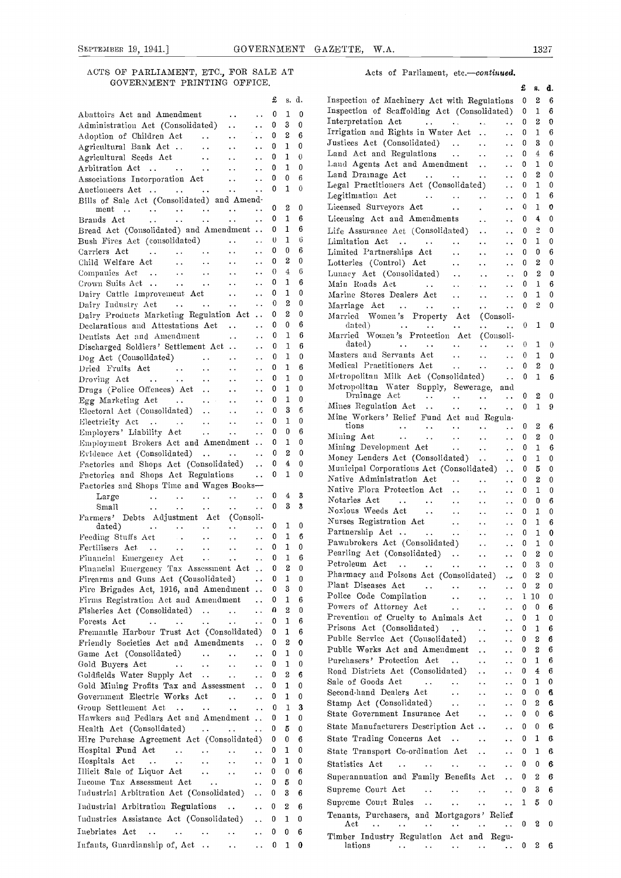## ACTS OF PARLIAMENT, ETC., FOR SALE AT GOVERNMENT PRINTING OFFICE.

| | £ | s. | d. |
|---|---|---|---|
| Abattoirs Act and Amendment | 0 | 1 | 0 |
| Administration Act (Consolidated) | 0 | 3 | 0 |
| Adoption of Children Act | 0 | 2 | 6 |
| Agricultural Bank Act | 0 | 1 | 0 |
| Agricultural Seeds Act | 0 | 1 | 0 |
| Arbitration Act | 0 | 1 | 0 |
| Associations Incorporation Act | 0 | 0 | 6 |
| Auctioneers Act | 0 | 1 | 0 |
| Bills of Sale Act (Consolidated) and Amendment | 0 | 2 | 0 |
| Brands Act | 0 | 1 | 6 |
| Bread Act (Consolidated) and Amendment | 0 | 1 | 6 |
| Bush Fires Act (consolidated) | 0 | 1 | 6 |
| Carriers Act | 0 | 0 | 6 |
| Child Welfare Act | 0 | 2 | 0 |
| Companies Act | 0 | 4 | 6 |
| Crown Suits Act | 0 | 1 | 6 |
| Dairy Cattle Improvement Act | 0 | 1 | 0 |
| Dairy Industry Act | 0 | 2 | 0 |
| Dairy Products Marketing Regulation Act | 0 | 2 | 0 |
| Declarations and Attestations Act | 0 | 0 | 6 |
| Dentists Act and Amendment | 0 | 1 | 6 |
| Discharged Soldiers' Settlement Act | 0 | 1 | 6 |
| Dog Act (Consolidated) | 0 | 1 | 0 |
| Dried Fruits Act | 0 | 1 | 6 |
| Droving Act | 0 | 1 | 0 |
| Drugs (Police Offences) Act | 0 | 1 | 0 |
| Egg Marketing Act | 0 | 1 | 0 |
| Electoral Act (Consolidated) | 0 | 3 | 6 |
| Electricity Act | 0 | 1 | 0 |
| Employers' Liability Act | 0 | 0 | 6 |
| Employment Brokers Act and Amendment | 0 | 1 | 0 |
| Evidence Act (Consolidated) | 0 | 2 | 0 |
| Factories and Shops Act (Consolidated) | 0 | 4 | 0 |
| Factories and Shops Act Regulations | 0 | 1 | 0 |
| Factories and Shops Time and Wages Books— | | | |
| Large | 0 | 4 | 3 |
| Small | 0 | 3 | 3 |
| Farmers' Debts Adjustment Act (Consolidated) | 0 | 1 | 0 |
| Feeding Stuffs Act | 0 | 1 | 6 |
| Fertilisers Act | 0 | 1 | 0 |
| Financial Emergency Act | 0 | 1 | 6 |
| Financial Emergency Tax Assessment Act | 0 | 2 | 0 |
| Firearms and Guns Act (Consolidated) | 0 | 1 | 0 |
| Fire Brigades Act, 1916, and Amendment | 0 | 3 | 0 |
| Firms Registration Act and Amendment | 0 | 1 | 6 |
| Fisheries Act (Consolidated) | 0 | 2 | 0 |
| Forests Act | 0 | 1 | 6 |
| Fremantle Harbour Trust Act (Consolidated) | 0 | 1 | 6 |
| Friendly Societies Act and Amendments | 0 | 2 | 0 |
| Game Act (Consolidated) | 0 | 1 | 0 |
| Gold Buyers Act | 0 | 1 | 0 |
| Goldfields Water Supply Act | 0 | 2 | 6 |
| Gold Mining Profits Tax and Assessment | 0 | 1 | 0 |
| Government Electric Works Act | 0 | 1 | 0 |
| Group Settlement Act | 0 | 1 | 3 |
| Hawkers and Pedlars Act and Amendment | 0 | 1 | 0 |
| Health Act (Consolidated) | 0 | 5 | 0 |
| Hire Purchase Agreement Act (Consolidated) | 0 | 0 | 6 |
| Hospital Fund Act | 0 | 1 | 0 |
| Hospitals Act | 0 | 1 | 0 |
| Illicit Sale of Liquor Act | 0 | 0 | 6 |
| Income Tax Assessment Act | 0 | 5 | 0 |
| Industrial Arbitration Act (Consolidated) | 0 | 3 | 6 |
| Industrial Arbitration Regulations | 0 | 2 | 6 |
| Industries Assistance Act (Consolidated) | 0 | 1 | 0 |
| Inebriates Act | 0 | 0 | 6 |
| Infants, Guardianship of, Act | 0 | 1 | 0 |

### Acts of Parliament, etc.—*continued.*

| | £ | s. | d. |
|---|---|---|---|
| Inspection of Machinery Act with Regulations | 0 | 2 | 6 |
| Inspection of Scaffolding Act (Consolidated) | 0 | 1 | 6 |
| Interpretation Act | 0 | 2 | 0 |
| Irrigation and Rights in Water Act | 0 | 1 | 6 |
| Justices Act (Consolidated) | 0 | 3 | 0 |
| Land Act and Regulations | 0 | 4 | 6 |
| Land Agents Act and Amendment | 0 | 1 | 0 |
| Land Drainage Act | 0 | 2 | 0 |
| Legal Practitioners Act (Consolidated) | 0 | 1 | 0 |
| Legitimation Act | 0 | 1 | 6 |
| Licensed Surveyors Act | 0 | 1 | 0 |
| Licensing Act and Amendments | 0 | 4 | 0 |
| Life Assurance Act (Consolidated) | 0 | 2 | 0 |
| Limitation Act | 0 | 1 | 0 |
| Limited Partnerships Act | 0 | 0 | 6 |
| Lotteries (Control) Act | 0 | 2 | 0 |
| Lunacy Act (Consolidated) | 0 | 2 | 0 |
| Main Roads Act | 0 | 1 | 6 |
| Marine Stores Dealers Act | 0 | 1 | 0 |
| Marriage Act | 0 | 2 | 0 |
| Married Women's Property Act (Consolidated) | 0 | 1 | 0 |
| Married Women's Protection Act (Consolidated) | 0 | 1 | 0 |
| Masters and Servants Act | 0 | 1 | 0 |
| Medical Practitioners Act | 0 | 2 | 0 |
| Metropolitan Milk Act (Consolidated) | 0 | 1 | 6 |
| Metropolitan Water Supply, Sewerage, and Drainage Act | 0 | 2 | 0 |
| Mines Regulation Act | 0 | 1 | 9 |
| Mine Workers' Relief Fund Act and Regulations | 0 | 2 | 6 |
| Mining Act | 0 | 2 | 0 |
| Mining Development Act | 0 | 1 | 6 |
| Money Lenders Act (Consolidated) | 0 | 1 | 0 |
| Municipal Corporations Act (Consolidated) | 0 | 5 | 0 |
| Native Administration Act | 0 | 2 | 0 |
| Native Flora Protection Act | 0 | 1 | 0 |
| Notaries Act | 0 | 0 | 6 |
| Noxious Weeds Act | 0 | 1 | 0 |
| Nurses Registration Act | 0 | 1 | 6 |
| Partnership Act | 0 | 1 | 0 |
| Pawnbrokers Act (Consolidated) | 0 | 1 | 0 |
| Pearling Act (Consolidated) | 0 | 2 | 0 |
| Petroleum Act | 0 | 3 | 0 |
| Pharmacy and Poisons Act (Consolidated) | 0 | 2 | 0 |
| Plant Diseases Act | 0 | 2 | 0 |
| Police Code Compilation | 1 | 10 | 0 |
| Powers of Attorney Act | 0 | 0 | 6 |
| Prevention of Cruelty to Animals Act | 0 | 1 | 0 |
| Prisons Act (Consolidated) | 0 | 1 | 6 |
| Public Service Act (Consolidated) | 0 | 2 | 6 |
| Public Works Act and Amendment | 0 | 2 | 6 |
| Purchasers' Protection Act | 0 | 1 | 6 |
| Road Districts Act (Consolidated) | 0 | 4 | 6 |
| Sale of Goods Act | 0 | 1 | 0 |
| Second-hand Dealers Act | 0 | 0 | 6 |
| Stamp Act (Consolidated) | 0 | 2 | 6 |
| State Government Insurance Act | 0 | 0 | 6 |
| State Manufacturers Description Act | 0 | 0 | 6 |
| State Trading Concerns Act | 0 | 1 | 6 |
| State Transport Co-ordination Act | 0 | 1 | 6 |
| Statistics Act | 0 | 0 | 6 |
| Superannuation and Family Benefits Act | 0 | 2 | 6 |
| Supreme Court Act | 0 | 3 | 6 |
| Supreme Court Rules | 1 | 5 | 0 |
| Tenants, Purchasers, and Mortgagors' Relief Act | 0 | 2 | 0 |
| Timber Industry Regulation Act and Regulations | 0 | 2 | 6 |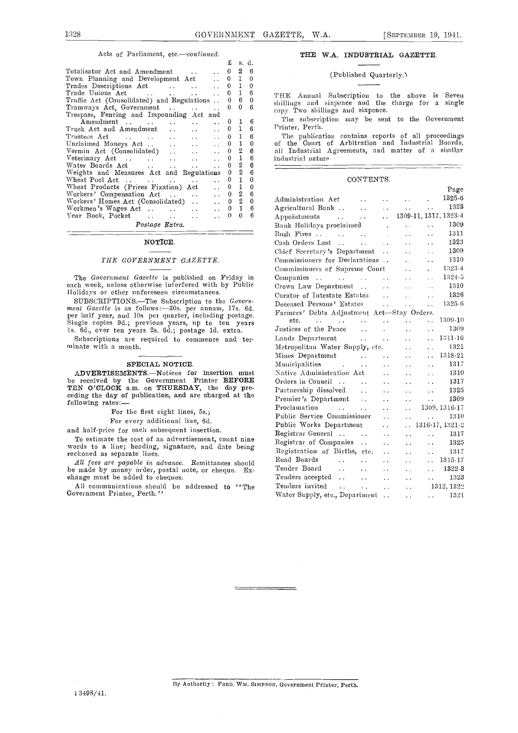Acts of Parliament, etc.—*continued.*

| | £ | s. | d. |
|---|---|---|---|
| Totalisator Act and Amendment | 0 | 2 | 6 |
| Town Planning and Development Act | 0 | 1 | 0 |
| Trades Descriptions Act | 0 | 1 | 0 |
| Trade Unions Act | 0 | 1 | 6 |
| Traffic Act (Consolidated) and Regulations | 0 | 6 | 0 |
| Tramways Act, Government | 0 | 0 | 6 |
| Trespass, Fencing and Impounding Act and Amendment | 0 | 1 | 6 |
| Truck Act and Amendment | 0 | 1 | 6 |
| Trustees Act | 0 | 1 | 6 |
| Unclaimed Moneys Act | 0 | 1 | 0 |
| Vermin Act (Consolidated) | 0 | 2 | 6 |
| Veterinary Act | 0 | 1 | 6 |
| Water Boards Act | 0 | 2 | 6 |
| Weights and Measures Act and Regulations | 0 | 2 | 6 |
| Wheat Pool Act | 0 | 1 | 0 |
| Wheat Products (Prices Fixation) Act | 0 | 1 | 0 |
| Workers' Compensation Act | 0 | 2 | 6 |
| Workers' Homes Act (Consolidated) | 0 | 2 | 0 |
| Workmen's Wages Act | 0 | 1 | 6 |
| Year Book, Pocket | 0 | 0 | 6 |

*Postage Extra.*

## NOTICE.

### *THE GOVERNMENT GAZETTE.*

The *Government Gazette* is published on Friday in each week, unless otherwise interfered with by Public Holidays or other unforeseen circumstances.

SUBSCRIPTIONS.—The Subscription to the *Government Gazette* is as follows:—30s. per annum, 17s. 6d. per half year, and 10s per quarter, including postage. Single copies 9d.; previous years, up to ten years 1s. 6d., over ten years 2s. 6d.; postage 1d. extra.

Subscriptions are required to commence and terminate with a month.

## SPECIAL NOTICE.

**ADVERTISEMENTS.**—Notices for insertion must be received by the Government Printer **BEFORE TEN O'CLOCK** a.m. on **THURSDAY**, the day preceding the day of publication, and are charged at the following rates:—

For the first eight lines, 5s.;

For every additional line, 6d.

and half-price for each subsequent insertion.

To estimate the cost of an advertisement, count nine words to a line; heading, signature, and date being reckoned as separate lines.

*All fees are payable in advance.* Remittances should be made by money order, postal note, or cheque. Exchange must be added to cheques.

All communications should be addressed to "The Government Printer, Perth."

## THE W.A. INDUSTRIAL GAZETTE.

(Published Quarterly.)

THE Annual Subscription to the above is Seven shillings and sixpence and the charge for a single copy Two shillings and sixpence.

The subscription may be sent to the Government Printer, Perth.

The publication contains reports of all proceedings of the Court of Arbitration and Industrial Boards, all Industrial Agreements, and matter of a similar industrial nature

## CONTENTS.

| | Page |
|---|---|
| Administration Act | 1325-6 |
| Agricultural Bank | 1323 |
| Appointments | 1309-11, 1317, 1323-4 |
| Bank Holidays proclaimed | 1309 |
| Bush Fires | 1311 |
| Cash Orders Lost | 1323 |
| Chief Secretary's Department | 1309 |
| Commissioners for Declarations | 1310 |
| Commissioners of Supreme Court | 1323-4 |
| Companies | 1324-5 |
| Crown Law Department | 1310 |
| Curator of Intestate Estates | 1326 |
| Deceased Persons' Estates | 1325-6 |
| Farmers' Debts Adjustment Act—Stay Orders. etc. | 1309-10 |
| Justices of the Peace | 1309 |
| Lands Department | 1311-16 |
| Metropolitan Water Supply, etc. | 1321 |
| Mines Department | 1318-21 |
| Municipalities | 1317 |
| Native Administration Act | 1310 |
| Orders in Council | 1317 |
| Partnership dissolved | 1325 |
| Premier's Department | 1309 |
| Proclamation | 1309, 1316-17 |
| Public Service Commissioner | 1310 |
| Public Works Department | 1316-17, 1321-2 |
| Registrar General | 1317 |
| Registrar of Companies | 1325 |
| Registration of Births, etc. | 1317 |
| Road Boards | 1315-17 |
| Tender Board | 1322-3 |
| Tenders accepted | 1323 |
| Tenders invited | 1312, 1322 |
| Water Supply, etc., Department | 1321 |

By Authority: FRED. WM. SIMPSON, Government Printer, Perth.

i 3498/41.